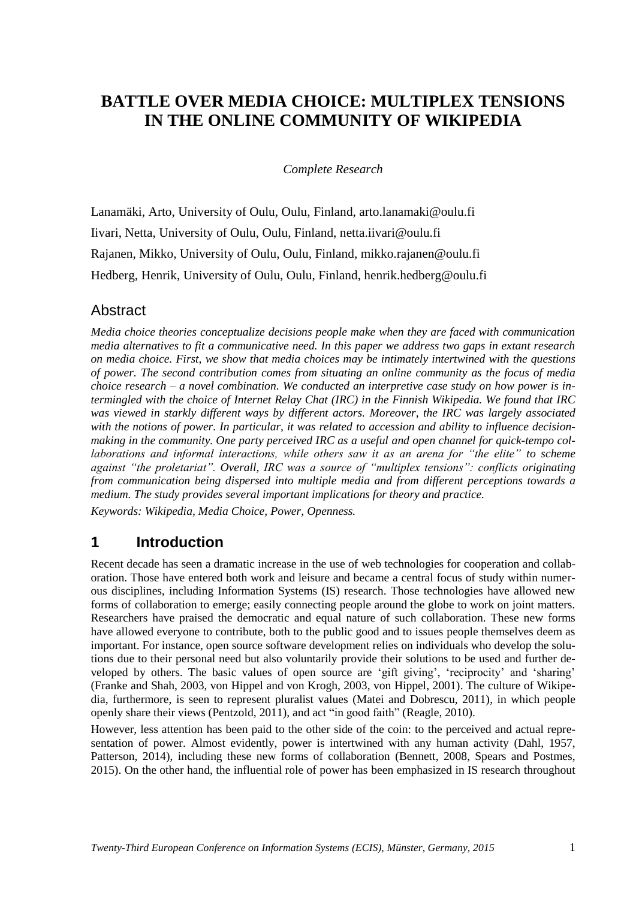# BATTLE OVER MEDIA CHOICE: MULTIPLEX TENSIONS IN THE ONLINE COMMUNITY OF WIKIPEDIA

*Complete Research*

Lanamäki, Arto, University of Oulu, Oulu, Finland, arto.lanamaki@oulu.fi

Iivari, Netta, University of Oulu, Oulu, Finland, netta.iivari@oulu.fi

Rajanen, Mikko, University of Oulu, Oulu, Finland, mikko.rajanen@oulu.fi

Hedberg, Henrik, University of Oulu, Oulu, Finland, henrik.hedberg@oulu.fi

## Abstract

*Media choice theories conceptualize decisions people make when they are faced with communication media alternatives to fit a communicative need. In this paper we address two gaps in extant research on media choice. First, we show that media choices may be intimately intertwined with the questions of power. The second contribution comes from situating an online community as the focus of media choice research – a novel combination. We conducted an interpretive case study on how power is intermingled with the choice of Internet Relay Chat (IRC) in the Finnish Wikipedia. We found that IRC was viewed in starkly different ways by different actors. Moreover, the IRC was largely associated with the notions of power. In particular, it was related to accession and ability to influence decision-making in the community. One party perceived IRC as a useful and open channel for quick-tempo collaborations and informal interactions, while others saw it as an arena for "the elite" to scheme against "the proletariat". Overall, IRC was a source of "multiplex tensions": conflicts originating from communication being dispersed into multiple media and from different perceptions towards a medium. The study provides several important implications for theory and practice.*

*Keywords: Wikipedia, Media Choice, Power, Openness.*

## 1 Introduction

Recent decade has seen a dramatic increase in the use of web technologies for cooperation and collaboration. Those have entered both work and leisure and became a central focus of study within numerous disciplines, including Information Systems (IS) research. Those technologies have allowed new forms of collaboration to emerge; easily connecting people around the globe to work on joint matters. Researchers have praised the democratic and equal nature of such collaboration. These new forms have allowed everyone to contribute, both to the public good and to issues people themselves deem as important. For instance, open source software development relies on individuals who develop the solutions due to their personal need but also voluntarily provide their solutions to be used and further developed by others. The basic values of open source are 'gift giving', 'reciprocity' and 'sharing' (Franke and Shah, 2003, von Hippel and von Krogh, 2003, von Hippel, 2001). The culture of Wikipedia, furthermore, is seen to represent pluralist values (Matei and Dobrescu, 2011), in which people openly share their views (Pentzold, 2011), and act "in good faith" (Reagle, 2010).

However, less attention has been paid to the other side of the coin: to the perceived and actual representation of power. Almost evidently, power is intertwined with any human activity (Dahl, 1957, Patterson, 2014), including these new forms of collaboration (Bennett, 2008, Spears and Postmes, 2015). On the other hand, the influential role of power has been emphasized in IS research throughout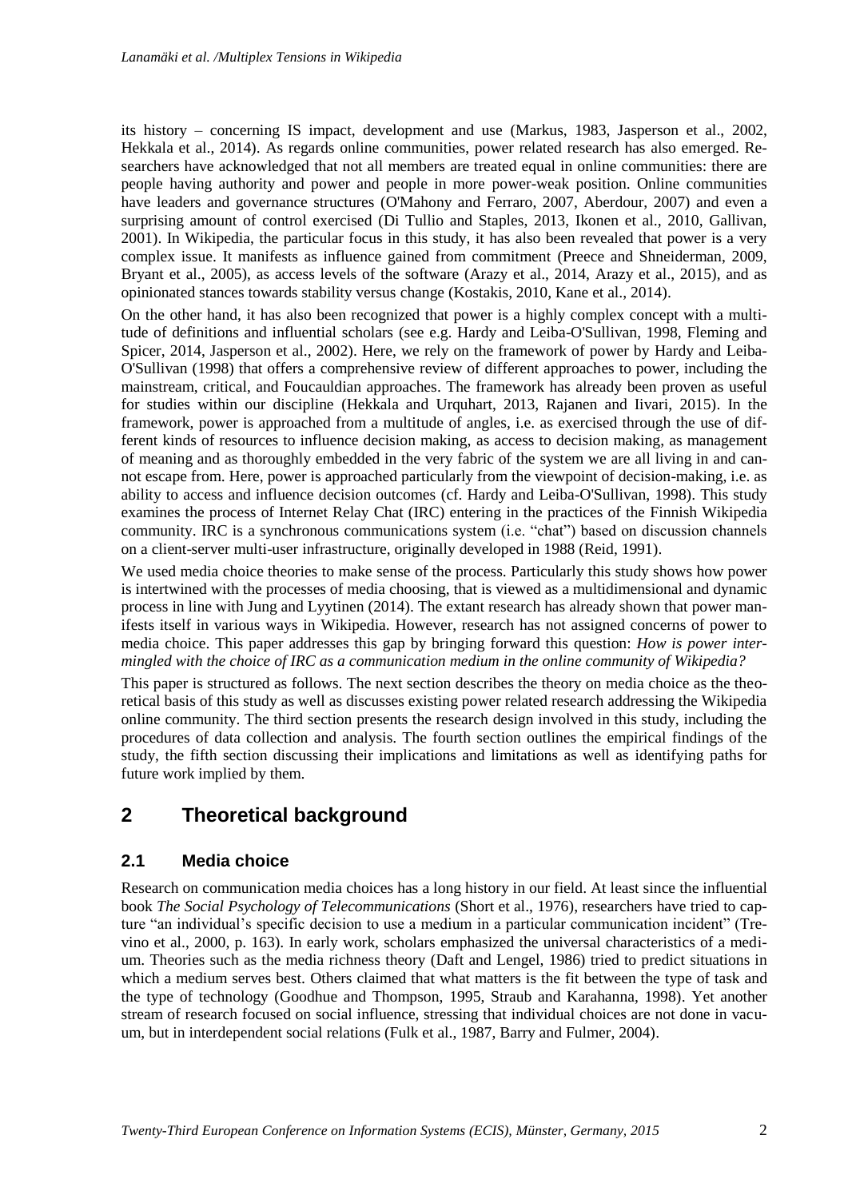its history – concerning IS impact, development and use (Markus, 1983, Jasperson et al., 2002, Hekkala et al., 2014). As regards online communities, power related research has also emerged. Researchers have acknowledged that not all members are treated equal in online communities: there are people having authority and power and people in more power-weak position. Online communities have leaders and governance structures (O'Mahony and Ferraro, 2007, Aberdour, 2007) and even a surprising amount of control exercised (Di Tullio and Staples, 2013, Ikonen et al., 2010, Gallivan, 2001). In Wikipedia, the particular focus in this study, it has also been revealed that power is a very complex issue. It manifests as influence gained from commitment (Preece and Shneiderman, 2009, Bryant et al., 2005), as access levels of the software (Arazy et al., 2014, Arazy et al., 2015), and as opinionated stances towards stability versus change (Kostakis, 2010, Kane et al., 2014).

On the other hand, it has also been recognized that power is a highly complex concept with a multitude of definitions and influential scholars (see e.g. Hardy and Leiba-O'Sullivan, 1998, Fleming and Spicer, 2014, Jasperson et al., 2002). Here, we rely on the framework of power by Hardy and Leiba-O'Sullivan (1998) that offers a comprehensive review of different approaches to power, including the mainstream, critical, and Foucauldian approaches. The framework has already been proven as useful for studies within our discipline (Hekkala and Urquhart, 2013, Rajanen and Iivari, 2015). In the framework, power is approached from a multitude of angles, i.e. as exercised through the use of different kinds of resources to influence decision making, as access to decision making, as management of meaning and as thoroughly embedded in the very fabric of the system we are all living in and cannot escape from. Here, power is approached particularly from the viewpoint of decision-making, i.e. as ability to access and influence decision outcomes (cf. Hardy and Leiba-O'Sullivan, 1998). This study examines the process of Internet Relay Chat (IRC) entering in the practices of the Finnish Wikipedia community. IRC is a synchronous communications system (i.e. "chat") based on discussion channels on a client-server multi-user infrastructure, originally developed in 1988 (Reid, 1991).

We used media choice theories to make sense of the process. Particularly this study shows how power is intertwined with the processes of media choosing, that is viewed as a multidimensional and dynamic process in line with Jung and Lyytinen (2014). The extant research has already shown that power manifests itself in various ways in Wikipedia. However, research has not assigned concerns of power to media choice. This paper addresses this gap by bringing forward this question: *How is power intermingled with the choice of IRC as a communication medium in the online community of Wikipedia?*

This paper is structured as follows. The next section describes the theory on media choice as the theoretical basis of this study as well as discusses existing power related research addressing the Wikipedia online community. The third section presents the research design involved in this study, including the procedures of data collection and analysis. The fourth section outlines the empirical findings of the study, the fifth section discussing their implications and limitations as well as identifying paths for future work implied by them.

# 2 Theoretical background

## 2.1 Media choice

Research on communication media choices has a long history in our field. At least since the influential book *The Social Psychology of Telecommunications* (Short et al., 1976), researchers have tried to capture "an individual's specific decision to use a medium in a particular communication incident" (Trevino et al., 2000, p. 163). In early work, scholars emphasized the universal characteristics of a medium. Theories such as the media richness theory (Daft and Lengel, 1986) tried to predict situations in which a medium serves best. Others claimed that what matters is the fit between the type of task and the type of technology (Goodhue and Thompson, 1995, Straub and Karahanna, 1998). Yet another stream of research focused on social influence, stressing that individual choices are not done in vacuum, but in interdependent social relations (Fulk et al., 1987, Barry and Fulmer, 2004).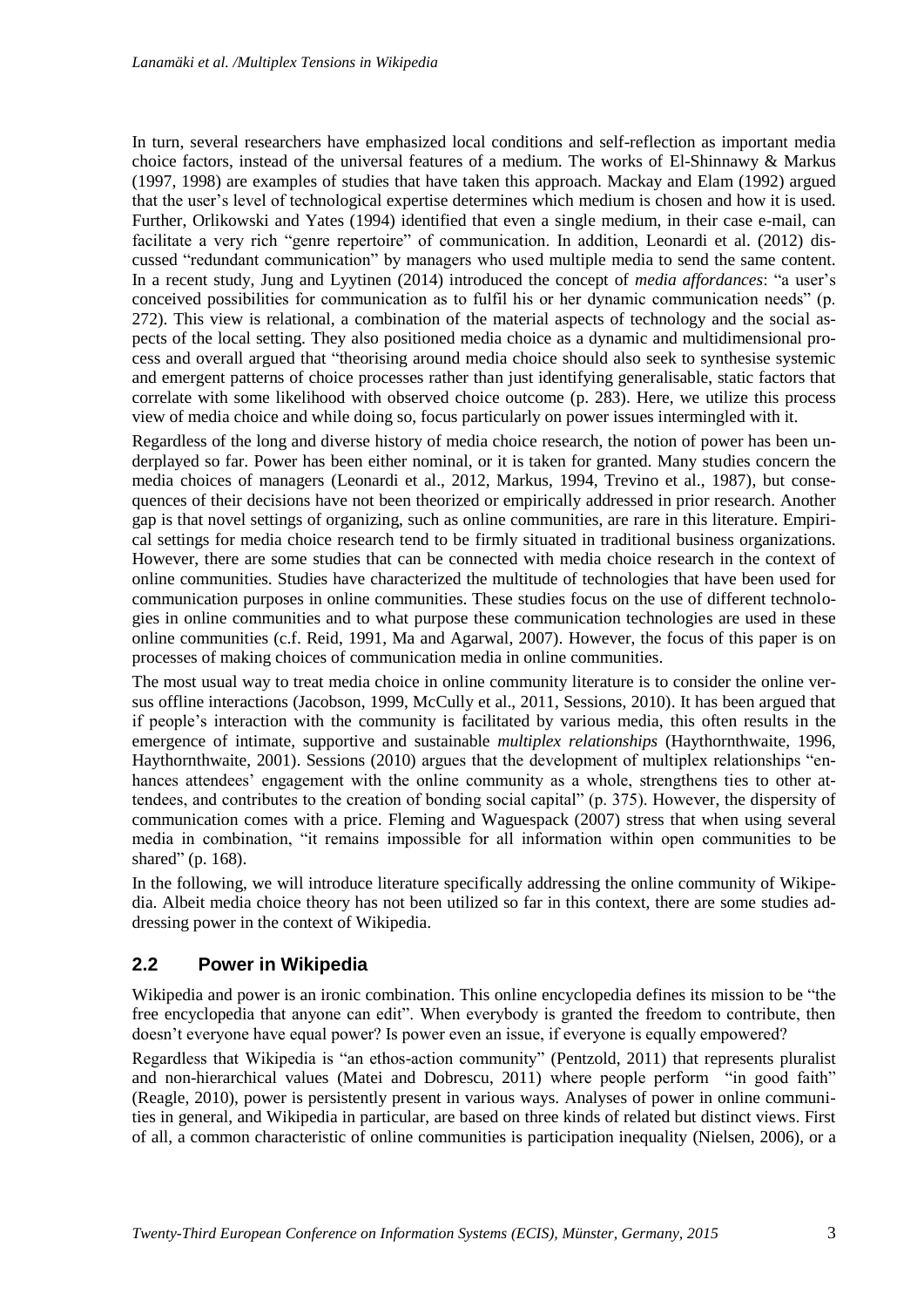In turn, several researchers have emphasized local conditions and self-reflection as important media choice factors, instead of the universal features of a medium. The works of El-Shinnawy & Markus (1997, 1998) are examples of studies that have taken this approach. Mackay and Elam (1992) argued that the user's level of technological expertise determines which medium is chosen and how it is used. Further, Orlikowski and Yates (1994) identified that even a single medium, in their case e-mail, can facilitate a very rich "genre repertoire" of communication. In addition, Leonardi et al. (2012) discussed "redundant communication" by managers who used multiple media to send the same content. In a recent study, Jung and Lyytinen (2014) introduced the concept of *media affordances*: "a user's conceived possibilities for communication as to fulfil his or her dynamic communication needs" (p. 272). This view is relational, a combination of the material aspects of technology and the social aspects of the local setting. They also positioned media choice as a dynamic and multidimensional process and overall argued that "theorising around media choice should also seek to synthesise systemic and emergent patterns of choice processes rather than just identifying generalisable, static factors that correlate with some likelihood with observed choice outcome (p. 283). Here, we utilize this process view of media choice and while doing so, focus particularly on power issues intermingled with it.

Regardless of the long and diverse history of media choice research, the notion of power has been underplayed so far. Power has been either nominal, or it is taken for granted. Many studies concern the media choices of managers (Leonardi et al., 2012, Markus, 1994, Trevino et al., 1987), but consequences of their decisions have not been theorized or empirically addressed in prior research. Another gap is that novel settings of organizing, such as online communities, are rare in this literature. Empirical settings for media choice research tend to be firmly situated in traditional business organizations. However, there are some studies that can be connected with media choice research in the context of online communities. Studies have characterized the multitude of technologies that have been used for communication purposes in online communities. These studies focus on the use of different technologies in online communities and to what purpose these communication technologies are used in these online communities (c.f. Reid, 1991, Ma and Agarwal, 2007). However, the focus of this paper is on processes of making choices of communication media in online communities.

The most usual way to treat media choice in online community literature is to consider the online versus offline interactions (Jacobson, 1999, McCully et al., 2011, Sessions, 2010). It has been argued that if people's interaction with the community is facilitated by various media, this often results in the emergence of intimate, supportive and sustainable *multiplex relationships* (Haythornthwaite, 1996, Haythornthwaite, 2001). Sessions (2010) argues that the development of multiplex relationships "enhances attendees' engagement with the online community as a whole, strengthens ties to other attendees, and contributes to the creation of bonding social capital" (p. 375). However, the dispersity of communication comes with a price. Fleming and Waguespack (2007) stress that when using several media in combination, "it remains impossible for all information within open communities to be shared" (p. 168).

In the following, we will introduce literature specifically addressing the online community of Wikipedia. Albeit media choice theory has not been utilized so far in this context, there are some studies addressing power in the context of Wikipedia.

## 2.2 Power in Wikipedia

Wikipedia and power is an ironic combination. This online encyclopedia defines its mission to be "the free encyclopedia that anyone can edit". When everybody is granted the freedom to contribute, then doesn't everyone have equal power? Is power even an issue, if everyone is equally empowered?

Regardless that Wikipedia is "an ethos-action community" (Pentzold, 2011) that represents pluralist and non-hierarchical values (Matei and Dobrescu, 2011) where people perform "in good faith" (Reagle, 2010), power is persistently present in various ways. Analyses of power in online communities in general, and Wikipedia in particular, are based on three kinds of related but distinct views. First of all, a common characteristic of online communities is participation inequality (Nielsen, 2006), or a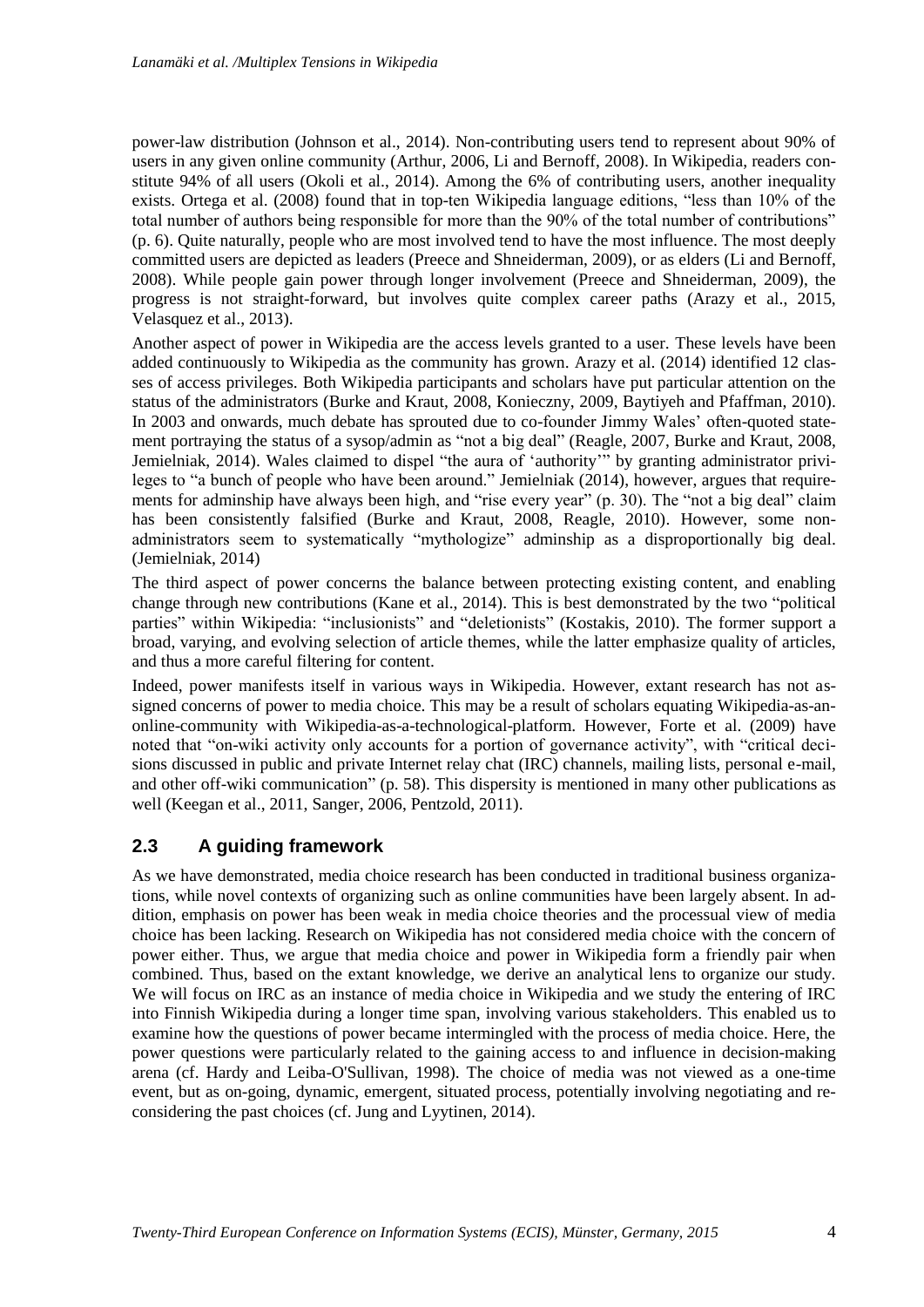power-law distribution (Johnson et al., 2014). Non-contributing users tend to represent about 90% of users in any given online community (Arthur, 2006, Li and Bernoff, 2008). In Wikipedia, readers constitute 94% of all users (Okoli et al., 2014). Among the 6% of contributing users, another inequality exists. Ortega et al. (2008) found that in top-ten Wikipedia language editions, "less than 10% of the total number of authors being responsible for more than the 90% of the total number of contributions" (p. 6). Quite naturally, people who are most involved tend to have the most influence. The most deeply committed users are depicted as leaders (Preece and Shneiderman, 2009), or as elders (Li and Bernoff, 2008). While people gain power through longer involvement (Preece and Shneiderman, 2009), the progress is not straight-forward, but involves quite complex career paths (Arazy et al., 2015, Velasquez et al., 2013).

Another aspect of power in Wikipedia are the access levels granted to a user. These levels have been added continuously to Wikipedia as the community has grown. Arazy et al. (2014) identified 12 classes of access privileges. Both Wikipedia participants and scholars have put particular attention on the status of the administrators (Burke and Kraut, 2008, Konieczny, 2009, Baytiyeh and Pfaffman, 2010). In 2003 and onwards, much debate has sprouted due to co-founder Jimmy Wales' often-quoted statement portraying the status of a sysop/admin as "not a big deal" (Reagle, 2007, Burke and Kraut, 2008, Jemielniak, 2014). Wales claimed to dispel "the aura of 'authority'" by granting administrator privileges to "a bunch of people who have been around." Jemielniak (2014), however, argues that requirements for adminship have always been high, and "rise every year" (p. 30). The "not a big deal" claim has been consistently falsified (Burke and Kraut, 2008, Reagle, 2010). However, some non-administrators seem to systematically "mythologize" adminship as a disproportionally big deal. (Jemielniak, 2014)

The third aspect of power concerns the balance between protecting existing content, and enabling change through new contributions (Kane et al., 2014). This is best demonstrated by the two "political parties" within Wikipedia: "inclusionists" and "deletionists" (Kostakis, 2010). The former support a broad, varying, and evolving selection of article themes, while the latter emphasize quality of articles, and thus a more careful filtering for content.

Indeed, power manifests itself in various ways in Wikipedia. However, extant research has not assigned concerns of power to media choice. This may be a result of scholars equating Wikipedia-as-an-online-community with Wikipedia-as-a-technological-platform. However, Forte et al. (2009) have noted that "on-wiki activity only accounts for a portion of governance activity", with "critical decisions discussed in public and private Internet relay chat (IRC) channels, mailing lists, personal e-mail, and other off-wiki communication" (p. 58). This dispersity is mentioned in many other publications as well (Keegan et al., 2011, Sanger, 2006, Pentzold, 2011).

## 2.3 A guiding framework

As we have demonstrated, media choice research has been conducted in traditional business organizations, while novel contexts of organizing such as online communities have been largely absent. In addition, emphasis on power has been weak in media choice theories and the processual view of media choice has been lacking. Research on Wikipedia has not considered media choice with the concern of power either. Thus, we argue that media choice and power in Wikipedia form a friendly pair when combined. Thus, based on the extant knowledge, we derive an analytical lens to organize our study. We will focus on IRC as an instance of media choice in Wikipedia and we study the entering of IRC into Finnish Wikipedia during a longer time span, involving various stakeholders. This enabled us to examine how the questions of power became intermingled with the process of media choice. Here, the power questions were particularly related to the gaining access to and influence in decision-making arena (cf. Hardy and Leiba-O'Sullivan, 1998). The choice of media was not viewed as a one-time event, but as on-going, dynamic, emergent, situated process, potentially involving negotiating and reconsidering the past choices (cf. Jung and Lyytinen, 2014).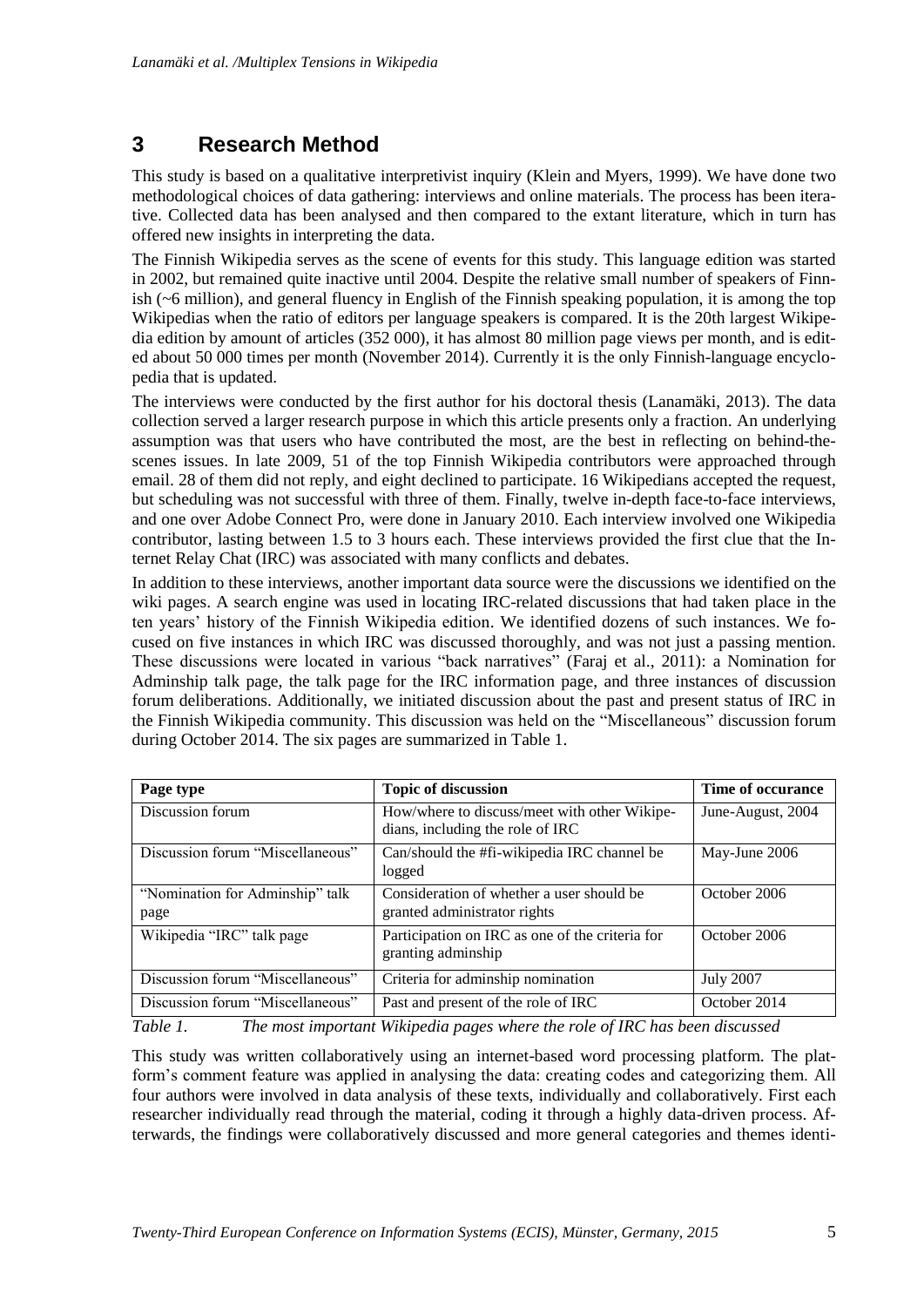## 3 Research Method

This study is based on a qualitative interpretivist inquiry (Klein and Myers, 1999). We have done two methodological choices of data gathering: interviews and online materials. The process has been iterative. Collected data has been analysed and then compared to the extant literature, which in turn has offered new insights in interpreting the data.

The Finnish Wikipedia serves as the scene of events for this study. This language edition was started in 2002, but remained quite inactive until 2004. Despite the relative small number of speakers of Finnish (~6 million), and general fluency in English of the Finnish speaking population, it is among the top Wikipedias when the ratio of editors per language speakers is compared. It is the 20th largest Wikipedia edition by amount of articles (352 000), it has almost 80 million page views per month, and is edited about 50 000 times per month (November 2014). Currently it is the only Finnish-language encyclopedia that is updated.

The interviews were conducted by the first author for his doctoral thesis (Lanamäki, 2013). The data collection served a larger research purpose in which this article presents only a fraction. An underlying assumption was that users who have contributed the most, are the best in reflecting on behind-the-scenes issues. In late 2009, 51 of the top Finnish Wikipedia contributors were approached through email. 28 of them did not reply, and eight declined to participate. 16 Wikipedians accepted the request, but scheduling was not successful with three of them. Finally, twelve in-depth face-to-face interviews, and one over Adobe Connect Pro, were done in January 2010. Each interview involved one Wikipedia contributor, lasting between 1.5 to 3 hours each. These interviews provided the first clue that the Internet Relay Chat (IRC) was associated with many conflicts and debates.

In addition to these interviews, another important data source were the discussions we identified on the wiki pages. A search engine was used in locating IRC-related discussions that had taken place in the ten years' history of the Finnish Wikipedia edition. We identified dozens of such instances. We focused on five instances in which IRC was discussed thoroughly, and was not just a passing mention. These discussions were located in various "back narratives" (Faraj et al., 2011): a Nomination for Adminship talk page, the talk page for the IRC information page, and three instances of discussion forum deliberations. Additionally, we initiated discussion about the past and present status of IRC in the Finnish Wikipedia community. This discussion was held on the "Miscellaneous" discussion forum during October 2014. The six pages are summarized in Table 1.

| Page type | Topic of discussion | Time of occurance |
|---|---|---|
| Discussion forum | How/where to discuss/meet with other Wikipedians, including the role of IRC | June-August, 2004 |
| Discussion forum "Miscellaneous" | Can/should the #fi-wikipedia IRC channel be logged | May-June 2006 |
| "Nomination for Adminship" talk page | Consideration of whether a user should be granted administrator rights | October 2006 |
| Wikipedia "IRC" talk page | Participation on IRC as one of the criteria for granting adminship | October 2006 |
| Discussion forum "Miscellaneous" | Criteria for adminship nomination | July 2007 |
| Discussion forum "Miscellaneous" | Past and present of the role of IRC | October 2014 |

*Table 1. The most important Wikipedia pages where the role of IRC has been discussed*

This study was written collaboratively using an internet-based word processing platform. The platform's comment feature was applied in analysing the data: creating codes and categorizing them. All four authors were involved in data analysis of these texts, individually and collaboratively. First each researcher individually read through the material, coding it through a highly data-driven process. Afterwards, the findings were collaboratively discussed and more general categories and themes identi-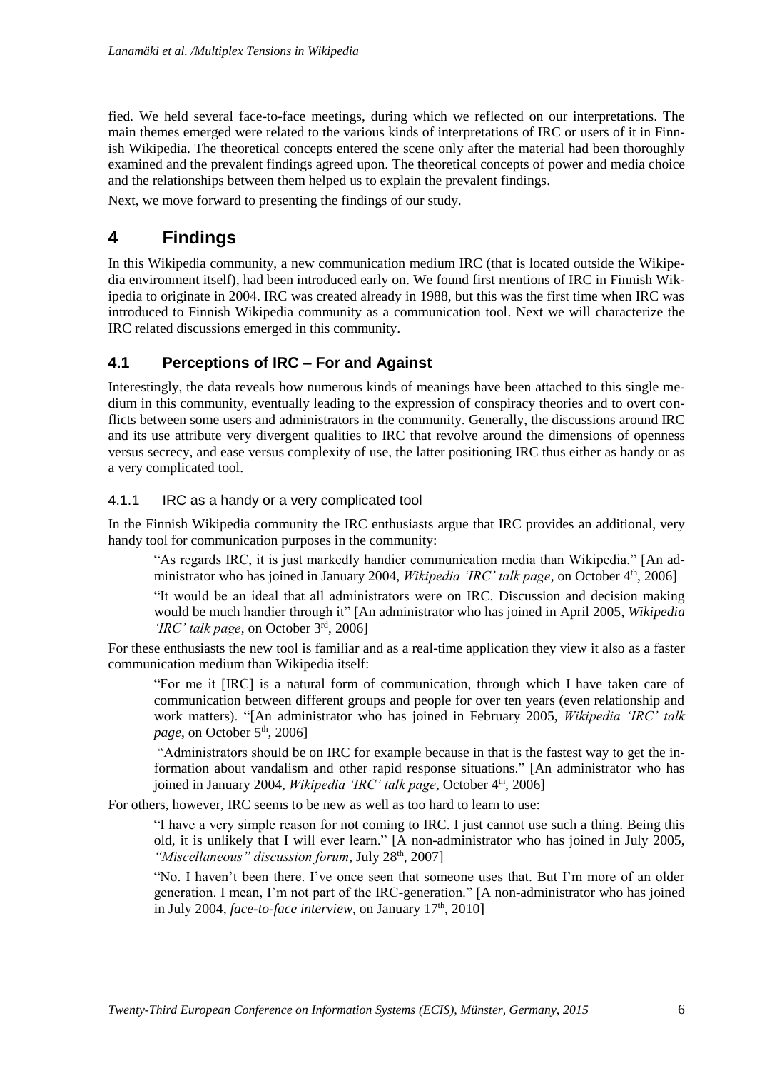fied. We held several face-to-face meetings, during which we reflected on our interpretations. The main themes emerged were related to the various kinds of interpretations of IRC or users of it in Finnish Wikipedia. The theoretical concepts entered the scene only after the material had been thoroughly examined and the prevalent findings agreed upon. The theoretical concepts of power and media choice and the relationships between them helped us to explain the prevalent findings.

Next, we move forward to presenting the findings of our study.

# 4 Findings

In this Wikipedia community, a new communication medium IRC (that is located outside the Wikipedia environment itself), had been introduced early on. We found first mentions of IRC in Finnish Wikipedia to originate in 2004. IRC was created already in 1988, but this was the first time when IRC was introduced to Finnish Wikipedia community as a communication tool. Next we will characterize the IRC related discussions emerged in this community.

## 4.1 Perceptions of IRC – For and Against

Interestingly, the data reveals how numerous kinds of meanings have been attached to this single medium in this community, eventually leading to the expression of conspiracy theories and to overt conflicts between some users and administrators in the community. Generally, the discussions around IRC and its use attribute very divergent qualities to IRC that revolve around the dimensions of openness versus secrecy, and ease versus complexity of use, the latter positioning IRC thus either as handy or as a very complicated tool.

### 4.1.1 IRC as a handy or a very complicated tool

In the Finnish Wikipedia community the IRC enthusiasts argue that IRC provides an additional, very handy tool for communication purposes in the community:

> "As regards IRC, it is just markedly handier communication media than Wikipedia." [An administrator who has joined in January 2004, *Wikipedia 'IRC' talk page*, on October 4th, 2006]

> "It would be an ideal that all administrators were on IRC. Discussion and decision making would be much handier through it" [An administrator who has joined in April 2005, *Wikipedia 'IRC' talk page*, on October 3rd, 2006]

For these enthusiasts the new tool is familiar and as a real-time application they view it also as a faster communication medium than Wikipedia itself:

> "For me it [IRC] is a natural form of communication, through which I have taken care of communication between different groups and people for over ten years (even relationship and work matters). "[An administrator who has joined in February 2005, *Wikipedia 'IRC' talk page*, on October 5th, 2006]

> "Administrators should be on IRC for example because in that is the fastest way to get the information about vandalism and other rapid response situations." [An administrator who has joined in January 2004, *Wikipedia 'IRC' talk page*, October 4th, 2006]

For others, however, IRC seems to be new as well as too hard to learn to use:

> "I have a very simple reason for not coming to IRC. I just cannot use such a thing. Being this old, it is unlikely that I will ever learn." [A non-administrator who has joined in July 2005, *"Miscellaneous" discussion forum*, July 28th, 2007]

> "No. I haven't been there. I've once seen that someone uses that. But I'm more of an older generation. I mean, I'm not part of the IRC-generation." [A non-administrator who has joined in July 2004, *face-to-face interview*, on January 17th, 2010]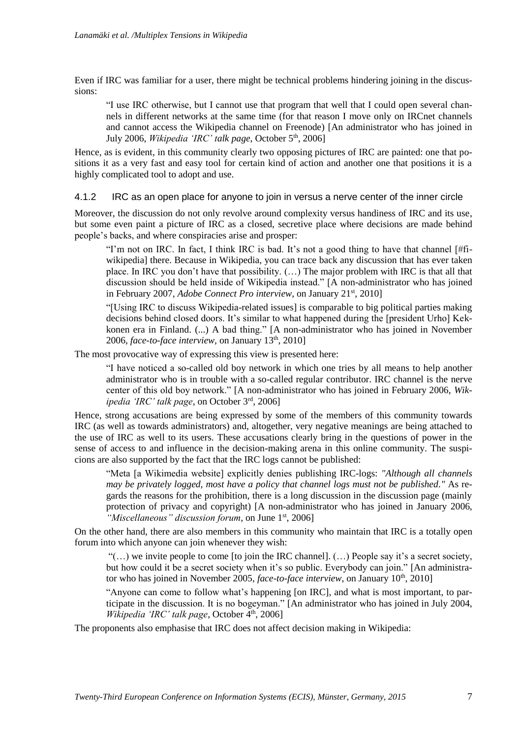Even if IRC was familiar for a user, there might be technical problems hindering joining in the discussions:

> "I use IRC otherwise, but I cannot use that program that well that I could open several channels in different networks at the same time (for that reason I move only on IRCnet channels and cannot access the Wikipedia channel on Freenode) [An administrator who has joined in July 2006, *Wikipedia 'IRC' talk page*, October 5th, 2006]

Hence, as is evident, in this community clearly two opposing pictures of IRC are painted: one that positions it as a very fast and easy tool for certain kind of action and another one that positions it is a highly complicated tool to adopt and use.

### 4.1.2 IRC as an open place for anyone to join in versus a nerve center of the inner circle

Moreover, the discussion do not only revolve around complexity versus handiness of IRC and its use, but some even paint a picture of IRC as a closed, secretive place where decisions are made behind people's backs, and where conspiracies arise and prosper:

> "I'm not on IRC. In fact, I think IRC is bad. It's not a good thing to have that channel [#fiwikipedia] there. Because in Wikipedia, you can trace back any discussion that has ever taken place. In IRC you don't have that possibility. (…) The major problem with IRC is that all that discussion should be held inside of Wikipedia instead." [A non-administrator who has joined in February 2007, *Adobe Connect Pro interview*, on January 21st, 2010]

> "[Using IRC to discuss Wikipedia-related issues] is comparable to big political parties making decisions behind closed doors. It's similar to what happened during the [president Urho] Kekkonen era in Finland. (...) A bad thing." [A non-administrator who has joined in November 2006, *face-to-face interview*, on January 13th, 2010]

The most provocative way of expressing this view is presented here:

> "I have noticed a so-called old boy network in which one tries by all means to help another administrator who is in trouble with a so-called regular contributor. IRC channel is the nerve center of this old boy network." [A non-administrator who has joined in February 2006, *Wikipedia 'IRC' talk page*, on October 3rd, 2006]

Hence, strong accusations are being expressed by some of the members of this community towards IRC (as well as towards administrators) and, altogether, very negative meanings are being attached to the use of IRC as well to its users. These accusations clearly bring in the questions of power in the sense of access to and influence in the decision-making arena in this online community. The suspicions are also supported by the fact that the IRC logs cannot be published:

> "Meta [a Wikimedia website] explicitly denies publishing IRC-logs: *"Although all channels may be privately logged, most have a policy that channel logs must not be published."* As regards the reasons for the prohibition, there is a long discussion in the discussion page (mainly protection of privacy and copyright) [A non-administrator who has joined in January 2006, *"Miscellaneous" discussion forum*, on June 1st, 2006]

On the other hand, there are also members in this community who maintain that IRC is a totally open forum into which anyone can join whenever they wish:

> "(…) we invite people to come [to join the IRC channel]. (…) People say it's a secret society, but how could it be a secret society when it's so public. Everybody can join." [An administrator who has joined in November 2005, *face-to-face interview*, on January 10th, 2010]

> "Anyone can come to follow what's happening [on IRC], and what is most important, to participate in the discussion. It is no bogeyman." [An administrator who has joined in July 2004, *Wikipedia 'IRC' talk page*, October 4th, 2006]

The proponents also emphasise that IRC does not affect decision making in Wikipedia: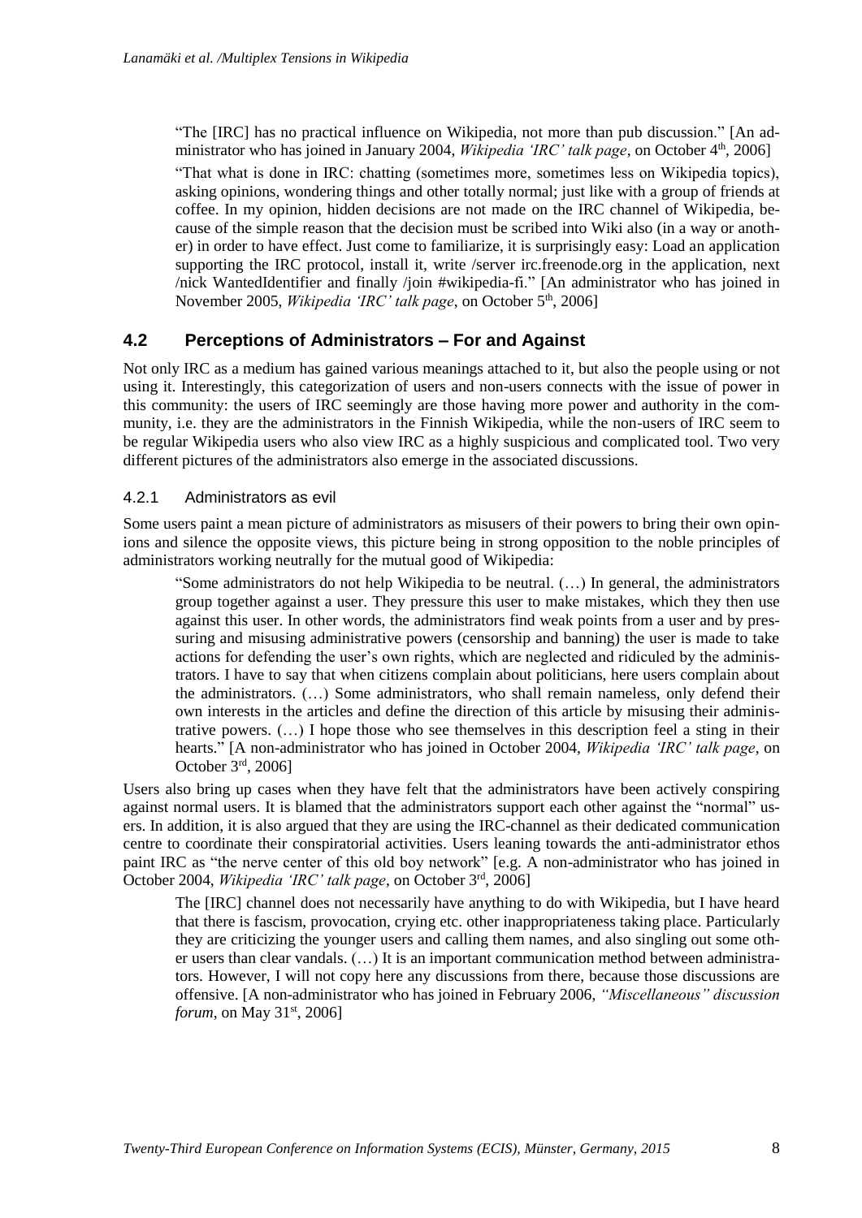"The [IRC] has no practical influence on Wikipedia, not more than pub discussion." [An administrator who has joined in January 2004, *Wikipedia 'IRC' talk page*, on October 4th, 2006]

"That what is done in IRC: chatting (sometimes more, sometimes less on Wikipedia topics), asking opinions, wondering things and other totally normal; just like with a group of friends at coffee. In my opinion, hidden decisions are not made on the IRC channel of Wikipedia, because of the simple reason that the decision must be scribed into Wiki also (in a way or another) in order to have effect. Just come to familiarize, it is surprisingly easy: Load an application supporting the IRC protocol, install it, write /server irc.freenode.org in the application, next /nick WantedIdentifier and finally /join #wikipedia-fi." [An administrator who has joined in November 2005, *Wikipedia 'IRC' talk page*, on October 5th, 2006]

## 4.2 Perceptions of Administrators – For and Against

Not only IRC as a medium has gained various meanings attached to it, but also the people using or not using it. Interestingly, this categorization of users and non-users connects with the issue of power in this community: the users of IRC seemingly are those having more power and authority in the community, i.e. they are the administrators in the Finnish Wikipedia, while the non-users of IRC seem to be regular Wikipedia users who also view IRC as a highly suspicious and complicated tool. Two very different pictures of the administrators also emerge in the associated discussions.

### 4.2.1 Administrators as evil

Some users paint a mean picture of administrators as misusers of their powers to bring their own opinions and silence the opposite views, this picture being in strong opposition to the noble principles of administrators working neutrally for the mutual good of Wikipedia:

"Some administrators do not help Wikipedia to be neutral. (…) In general, the administrators group together against a user. They pressure this user to make mistakes, which they then use against this user. In other words, the administrators find weak points from a user and by pressuring and misusing administrative powers (censorship and banning) the user is made to take actions for defending the user's own rights, which are neglected and ridiculed by the administrators. I have to say that when citizens complain about politicians, here users complain about the administrators. (…) Some administrators, who shall remain nameless, only defend their own interests in the articles and define the direction of this article by misusing their administrative powers. (…) I hope those who see themselves in this description feel a sting in their hearts." [A non-administrator who has joined in October 2004, *Wikipedia 'IRC' talk page*, on October 3rd, 2006]

Users also bring up cases when they have felt that the administrators have been actively conspiring against normal users. It is blamed that the administrators support each other against the "normal" users. In addition, it is also argued that they are using the IRC-channel as their dedicated communication centre to coordinate their conspiratorial activities. Users leaning towards the anti-administrator ethos paint IRC as "the nerve center of this old boy network" [e.g. A non-administrator who has joined in October 2004, *Wikipedia 'IRC' talk page*, on October 3rd, 2006]

The [IRC] channel does not necessarily have anything to do with Wikipedia, but I have heard that there is fascism, provocation, crying etc. other inappropriateness taking place. Particularly they are criticizing the younger users and calling them names, and also singling out some other users than clear vandals. (…) It is an important communication method between administrators. However, I will not copy here any discussions from there, because those discussions are offensive. [A non-administrator who has joined in February 2006, *"Miscellaneous" discussion forum*, on May 31st, 2006]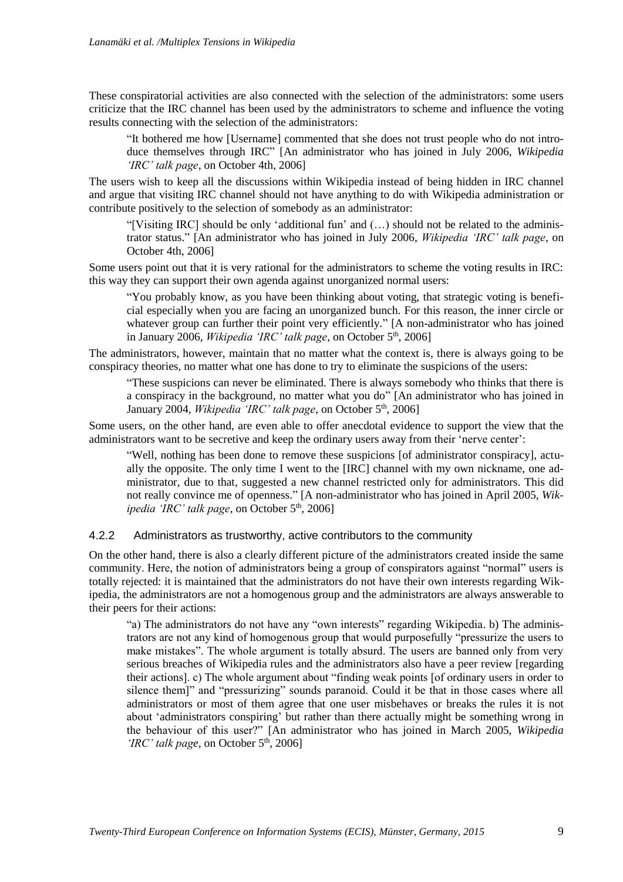These conspiratorial activities are also connected with the selection of the administrators: some users criticize that the IRC channel has been used by the administrators to scheme and influence the voting results connecting with the selection of the administrators:

> "It bothered me how [Username] commented that she does not trust people who do not introduce themselves through IRC" [An administrator who has joined in July 2006, *Wikipedia 'IRC' talk page*, on October 4th, 2006]

The users wish to keep all the discussions within Wikipedia instead of being hidden in IRC channel and argue that visiting IRC channel should not have anything to do with Wikipedia administration or contribute positively to the selection of somebody as an administrator:

> "[Visiting IRC] should be only 'additional fun' and (…) should not be related to the administrator status." [An administrator who has joined in July 2006, *Wikipedia 'IRC' talk page*, on October 4th, 2006]

Some users point out that it is very rational for the administrators to scheme the voting results in IRC: this way they can support their own agenda against unorganized normal users:

> "You probably know, as you have been thinking about voting, that strategic voting is beneficial especially when you are facing an unorganized bunch. For this reason, the inner circle or whatever group can further their point very efficiently." [A non-administrator who has joined in January 2006, *Wikipedia 'IRC' talk page*, on October 5th, 2006]

The administrators, however, maintain that no matter what the context is, there is always going to be conspiracy theories, no matter what one has done to try to eliminate the suspicions of the users:

> "These suspicions can never be eliminated. There is always somebody who thinks that there is a conspiracy in the background, no matter what you do" [An administrator who has joined in January 2004, *Wikipedia 'IRC' talk page*, on October 5th, 2006]

Some users, on the other hand, are even able to offer anecdotal evidence to support the view that the administrators want to be secretive and keep the ordinary users away from their 'nerve center':

> "Well, nothing has been done to remove these suspicions [of administrator conspiracy], actually the opposite. The only time I went to the [IRC] channel with my own nickname, one administrator, due to that, suggested a new channel restricted only for administrators. This did not really convince me of openness." [A non-administrator who has joined in April 2005, *Wikipedia 'IRC' talk page*, on October 5th, 2006]

### 4.2.2 Administrators as trustworthy, active contributors to the community

On the other hand, there is also a clearly different picture of the administrators created inside the same community. Here, the notion of administrators being a group of conspirators against "normal" users is totally rejected: it is maintained that the administrators do not have their own interests regarding Wikipedia, the administrators are not a homogenous group and the administrators are always answerable to their peers for their actions:

> "a) The administrators do not have any "own interests" regarding Wikipedia. b) The administrators are not any kind of homogenous group that would purposefully "pressurize the users to make mistakes". The whole argument is totally absurd. The users are banned only from very serious breaches of Wikipedia rules and the administrators also have a peer review [regarding their actions]. c) The whole argument about "finding weak points [of ordinary users in order to silence them]" and "pressurizing" sounds paranoid. Could it be that in those cases where all administrators or most of them agree that one user misbehaves or breaks the rules it is not about 'administrators conspiring' but rather than there actually might be something wrong in the behaviour of this user?" [An administrator who has joined in March 2005, *Wikipedia 'IRC' talk page*, on October 5th, 2006]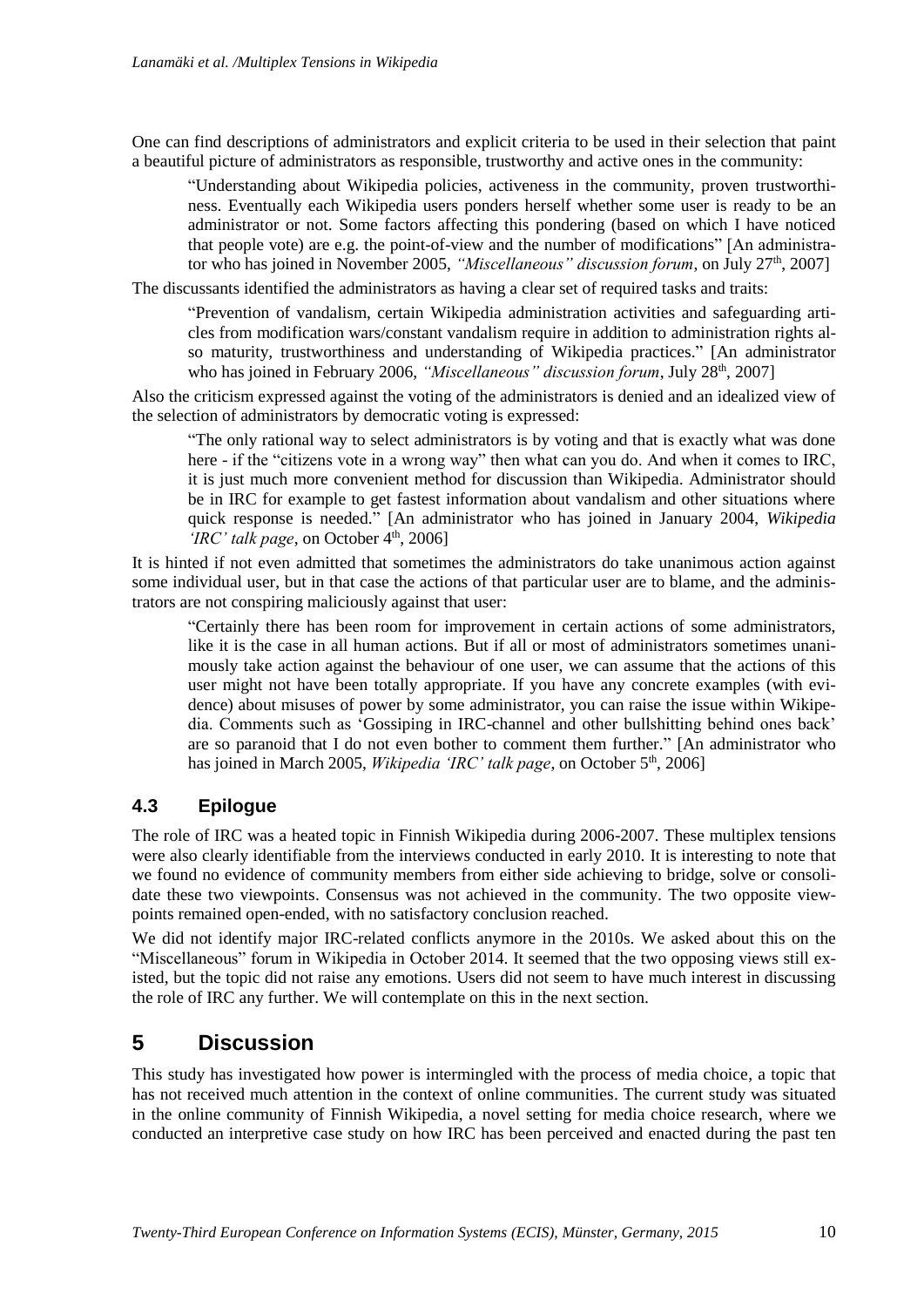One can find descriptions of administrators and explicit criteria to be used in their selection that paint a beautiful picture of administrators as responsible, trustworthy and active ones in the community:

> "Understanding about Wikipedia policies, activeness in the community, proven trustworthiness. Eventually each Wikipedia users ponders herself whether some user is ready to be an administrator or not. Some factors affecting this pondering (based on which I have noticed that people vote) are e.g. the point-of-view and the number of modifications" [An administrator who has joined in November 2005, *"Miscellaneous" discussion forum*, on July 27th, 2007]

The discussants identified the administrators as having a clear set of required tasks and traits:

> "Prevention of vandalism, certain Wikipedia administration activities and safeguarding articles from modification wars/constant vandalism require in addition to administration rights also maturity, trustworthiness and understanding of Wikipedia practices." [An administrator who has joined in February 2006, *"Miscellaneous" discussion forum*, July 28th, 2007]

Also the criticism expressed against the voting of the administrators is denied and an idealized view of the selection of administrators by democratic voting is expressed:

> "The only rational way to select administrators is by voting and that is exactly what was done here - if the "citizens vote in a wrong way" then what can you do. And when it comes to IRC, it is just much more convenient method for discussion than Wikipedia. Administrator should be in IRC for example to get fastest information about vandalism and other situations where quick response is needed." [An administrator who has joined in January 2004, *Wikipedia 'IRC' talk page*, on October 4th, 2006]

It is hinted if not even admitted that sometimes the administrators do take unanimous action against some individual user, but in that case the actions of that particular user are to blame, and the administrators are not conspiring maliciously against that user:

> "Certainly there has been room for improvement in certain actions of some administrators, like it is the case in all human actions. But if all or most of administrators sometimes unanimously take action against the behaviour of one user, we can assume that the actions of this user might not have been totally appropriate. If you have any concrete examples (with evidence) about misuses of power by some administrator, you can raise the issue within Wikipedia. Comments such as 'Gossiping in IRC-channel and other bullshitting behind ones back' are so paranoid that I do not even bother to comment them further." [An administrator who has joined in March 2005, *Wikipedia 'IRC' talk page*, on October 5th, 2006]

### 4.3 Epilogue

The role of IRC was a heated topic in Finnish Wikipedia during 2006-2007. These multiplex tensions were also clearly identifiable from the interviews conducted in early 2010. It is interesting to note that we found no evidence of community members from either side achieving to bridge, solve or consolidate these two viewpoints. Consensus was not achieved in the community. The two opposite viewpoints remained open-ended, with no satisfactory conclusion reached.

We did not identify major IRC-related conflicts anymore in the 2010s. We asked about this on the "Miscellaneous" forum in Wikipedia in October 2014. It seemed that the two opposing views still existed, but the topic did not raise any emotions. Users did not seem to have much interest in discussing the role of IRC any further. We will contemplate on this in the next section.

## 5 Discussion

This study has investigated how power is intermingled with the process of media choice, a topic that has not received much attention in the context of online communities. The current study was situated in the online community of Finnish Wikipedia, a novel setting for media choice research, where we conducted an interpretive case study on how IRC has been perceived and enacted during the past ten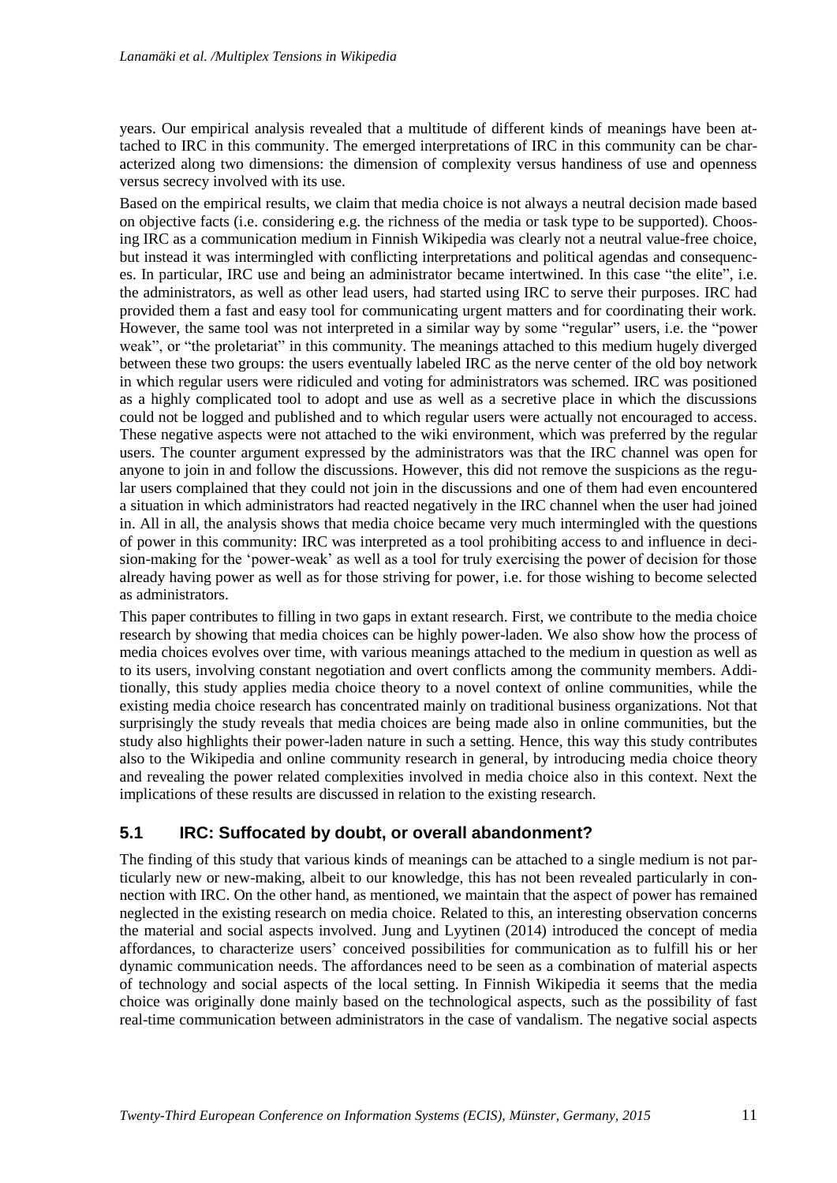years. Our empirical analysis revealed that a multitude of different kinds of meanings have been attached to IRC in this community. The emerged interpretations of IRC in this community can be characterized along two dimensions: the dimension of complexity versus handiness of use and openness versus secrecy involved with its use.

Based on the empirical results, we claim that media choice is not always a neutral decision made based on objective facts (i.e. considering e.g. the richness of the media or task type to be supported). Choosing IRC as a communication medium in Finnish Wikipedia was clearly not a neutral value-free choice, but instead it was intermingled with conflicting interpretations and political agendas and consequences. In particular, IRC use and being an administrator became intertwined. In this case "the elite", i.e. the administrators, as well as other lead users, had started using IRC to serve their purposes. IRC had provided them a fast and easy tool for communicating urgent matters and for coordinating their work. However, the same tool was not interpreted in a similar way by some "regular" users, i.e. the "power weak", or "the proletariat" in this community. The meanings attached to this medium hugely diverged between these two groups: the users eventually labeled IRC as the nerve center of the old boy network in which regular users were ridiculed and voting for administrators was schemed. IRC was positioned as a highly complicated tool to adopt and use as well as a secretive place in which the discussions could not be logged and published and to which regular users were actually not encouraged to access. These negative aspects were not attached to the wiki environment, which was preferred by the regular users. The counter argument expressed by the administrators was that the IRC channel was open for anyone to join in and follow the discussions. However, this did not remove the suspicions as the regular users complained that they could not join in the discussions and one of them had even encountered a situation in which administrators had reacted negatively in the IRC channel when the user had joined in. All in all, the analysis shows that media choice became very much intermingled with the questions of power in this community: IRC was interpreted as a tool prohibiting access to and influence in decision-making for the 'power-weak' as well as a tool for truly exercising the power of decision for those already having power as well as for those striving for power, i.e. for those wishing to become selected as administrators.

This paper contributes to filling in two gaps in extant research. First, we contribute to the media choice research by showing that media choices can be highly power-laden. We also show how the process of media choices evolves over time, with various meanings attached to the medium in question as well as to its users, involving constant negotiation and overt conflicts among the community members. Additionally, this study applies media choice theory to a novel context of online communities, while the existing media choice research has concentrated mainly on traditional business organizations. Not that surprisingly the study reveals that media choices are being made also in online communities, but the study also highlights their power-laden nature in such a setting. Hence, this way this study contributes also to the Wikipedia and online community research in general, by introducing media choice theory and revealing the power related complexities involved in media choice also in this context. Next the implications of these results are discussed in relation to the existing research.

## 5.1 IRC: Suffocated by doubt, or overall abandonment?

The finding of this study that various kinds of meanings can be attached to a single medium is not particularly new or new-making, albeit to our knowledge, this has not been revealed particularly in connection with IRC. On the other hand, as mentioned, we maintain that the aspect of power has remained neglected in the existing research on media choice. Related to this, an interesting observation concerns the material and social aspects involved. Jung and Lyytinen (2014) introduced the concept of media affordances, to characterize users' conceived possibilities for communication as to fulfill his or her dynamic communication needs. The affordances need to be seen as a combination of material aspects of technology and social aspects of the local setting. In Finnish Wikipedia it seems that the media choice was originally done mainly based on the technological aspects, such as the possibility of fast real-time communication between administrators in the case of vandalism. The negative social aspects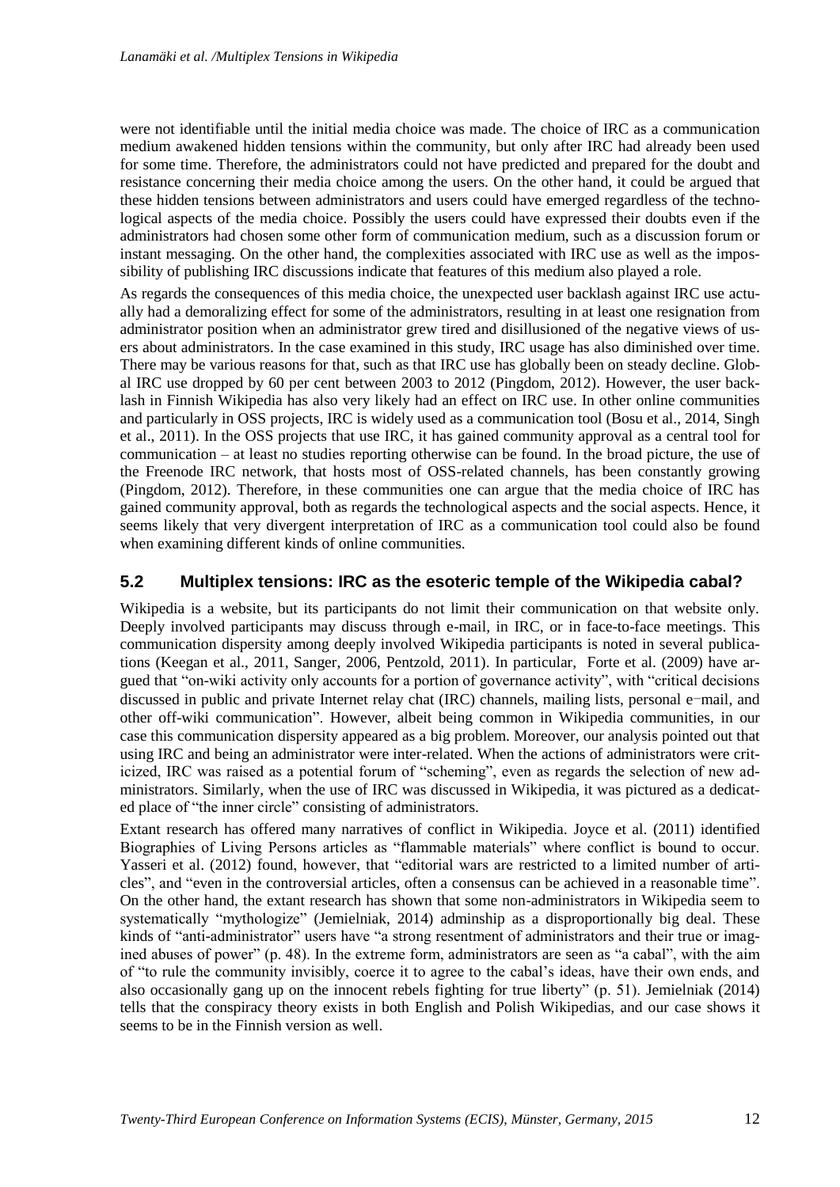were not identifiable until the initial media choice was made. The choice of IRC as a communication medium awakened hidden tensions within the community, but only after IRC had already been used for some time. Therefore, the administrators could not have predicted and prepared for the doubt and resistance concerning their media choice among the users. On the other hand, it could be argued that these hidden tensions between administrators and users could have emerged regardless of the technological aspects of the media choice. Possibly the users could have expressed their doubts even if the administrators had chosen some other form of communication medium, such as a discussion forum or instant messaging. On the other hand, the complexities associated with IRC use as well as the impossibility of publishing IRC discussions indicate that features of this medium also played a role.

As regards the consequences of this media choice, the unexpected user backlash against IRC use actually had a demoralizing effect for some of the administrators, resulting in at least one resignation from administrator position when an administrator grew tired and disillusioned of the negative views of users about administrators. In the case examined in this study, IRC usage has also diminished over time. There may be various reasons for that, such as that IRC use has globally been on steady decline. Global IRC use dropped by 60 per cent between 2003 to 2012 (Pingdom, 2012). However, the user backlash in Finnish Wikipedia has also very likely had an effect on IRC use. In other online communities and particularly in OSS projects, IRC is widely used as a communication tool (Bosu et al., 2014, Singh et al., 2011). In the OSS projects that use IRC, it has gained community approval as a central tool for communication – at least no studies reporting otherwise can be found. In the broad picture, the use of the Freenode IRC network, that hosts most of OSS-related channels, has been constantly growing (Pingdom, 2012). Therefore, in these communities one can argue that the media choice of IRC has gained community approval, both as regards the technological aspects and the social aspects. Hence, it seems likely that very divergent interpretation of IRC as a communication tool could also be found when examining different kinds of online communities.

## 5.2 Multiplex tensions: IRC as the esoteric temple of the Wikipedia cabal?

Wikipedia is a website, but its participants do not limit their communication on that website only. Deeply involved participants may discuss through e-mail, in IRC, or in face-to-face meetings. This communication dispersity among deeply involved Wikipedia participants is noted in several publications (Keegan et al., 2011, Sanger, 2006, Pentzold, 2011). In particular, Forte et al. (2009) have argued that "on-wiki activity only accounts for a portion of governance activity", with "critical decisions discussed in public and private Internet relay chat (IRC) channels, mailing lists, personal e−mail, and other off-wiki communication". However, albeit being common in Wikipedia communities, in our case this communication dispersity appeared as a big problem. Moreover, our analysis pointed out that using IRC and being an administrator were inter-related. When the actions of administrators were criticized, IRC was raised as a potential forum of "scheming", even as regards the selection of new administrators. Similarly, when the use of IRC was discussed in Wikipedia, it was pictured as a dedicated place of "the inner circle" consisting of administrators.

Extant research has offered many narratives of conflict in Wikipedia. Joyce et al. (2011) identified Biographies of Living Persons articles as "flammable materials" where conflict is bound to occur. Yasseri et al. (2012) found, however, that "editorial wars are restricted to a limited number of articles", and "even in the controversial articles, often a consensus can be achieved in a reasonable time". On the other hand, the extant research has shown that some non-administrators in Wikipedia seem to systematically "mythologize" (Jemielniak, 2014) adminship as a disproportionally big deal. These kinds of "anti-administrator" users have "a strong resentment of administrators and their true or imagined abuses of power" (p. 48). In the extreme form, administrators are seen as "a cabal", with the aim of "to rule the community invisibly, coerce it to agree to the cabal's ideas, have their own ends, and also occasionally gang up on the innocent rebels fighting for true liberty" (p. 51). Jemielniak (2014) tells that the conspiracy theory exists in both English and Polish Wikipedias, and our case shows it seems to be in the Finnish version as well.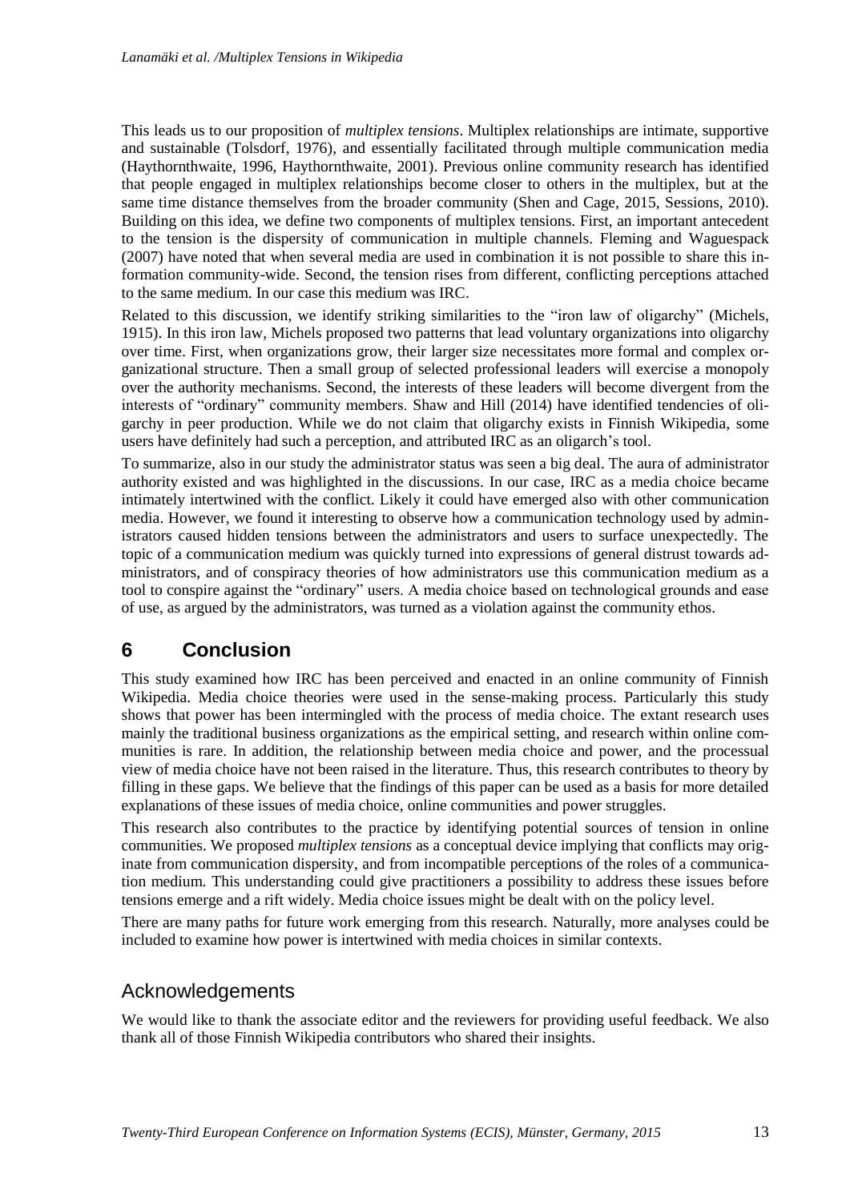This leads us to our proposition of *multiplex tensions*. Multiplex relationships are intimate, supportive and sustainable (Tolsdorf, 1976), and essentially facilitated through multiple communication media (Haythornthwaite, 1996, Haythornthwaite, 2001). Previous online community research has identified that people engaged in multiplex relationships become closer to others in the multiplex, but at the same time distance themselves from the broader community (Shen and Cage, 2015, Sessions, 2010). Building on this idea, we define two components of multiplex tensions. First, an important antecedent to the tension is the dispersity of communication in multiple channels. Fleming and Waguespack (2007) have noted that when several media are used in combination it is not possible to share this information community-wide. Second, the tension rises from different, conflicting perceptions attached to the same medium. In our case this medium was IRC.

Related to this discussion, we identify striking similarities to the "iron law of oligarchy" (Michels, 1915). In this iron law, Michels proposed two patterns that lead voluntary organizations into oligarchy over time. First, when organizations grow, their larger size necessitates more formal and complex organizational structure. Then a small group of selected professional leaders will exercise a monopoly over the authority mechanisms. Second, the interests of these leaders will become divergent from the interests of "ordinary" community members. Shaw and Hill (2014) have identified tendencies of oligarchy in peer production. While we do not claim that oligarchy exists in Finnish Wikipedia, some users have definitely had such a perception, and attributed IRC as an oligarch's tool.

To summarize, also in our study the administrator status was seen a big deal. The aura of administrator authority existed and was highlighted in the discussions. In our case, IRC as a media choice became intimately intertwined with the conflict. Likely it could have emerged also with other communication media. However, we found it interesting to observe how a communication technology used by administrators caused hidden tensions between the administrators and users to surface unexpectedly. The topic of a communication medium was quickly turned into expressions of general distrust towards administrators, and of conspiracy theories of how administrators use this communication medium as a tool to conspire against the "ordinary" users. A media choice based on technological grounds and ease of use, as argued by the administrators, was turned as a violation against the community ethos.

# 6 Conclusion

This study examined how IRC has been perceived and enacted in an online community of Finnish Wikipedia. Media choice theories were used in the sense-making process. Particularly this study shows that power has been intermingled with the process of media choice. The extant research uses mainly the traditional business organizations as the empirical setting, and research within online communities is rare. In addition, the relationship between media choice and power, and the processual view of media choice have not been raised in the literature. Thus, this research contributes to theory by filling in these gaps. We believe that the findings of this paper can be used as a basis for more detailed explanations of these issues of media choice, online communities and power struggles.

This research also contributes to the practice by identifying potential sources of tension in online communities. We proposed *multiplex tensions* as a conceptual device implying that conflicts may originate from communication dispersity, and from incompatible perceptions of the roles of a communication medium. This understanding could give practitioners a possibility to address these issues before tensions emerge and a rift widely. Media choice issues might be dealt with on the policy level.

There are many paths for future work emerging from this research. Naturally, more analyses could be included to examine how power is intertwined with media choices in similar contexts.

## Acknowledgements

We would like to thank the associate editor and the reviewers for providing useful feedback. We also thank all of those Finnish Wikipedia contributors who shared their insights.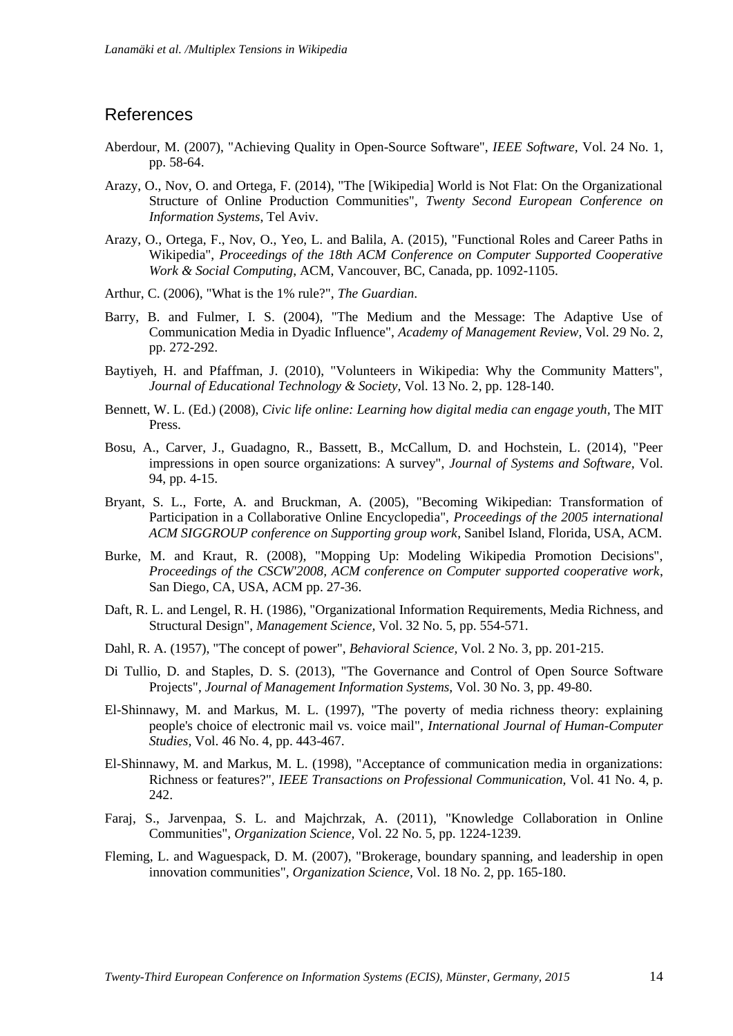## References

Aberdour, M. (2007), "Achieving Quality in Open-Source Software", *IEEE Software*, Vol. 24 No. 1, pp. 58-64.

Arazy, O., Nov, O. and Ortega, F. (2014), "The [Wikipedia] World is Not Flat: On the Organizational Structure of Online Production Communities", *Twenty Second European Conference on Information Systems*, Tel Aviv.

Arazy, O., Ortega, F., Nov, O., Yeo, L. and Balila, A. (2015), "Functional Roles and Career Paths in Wikipedia", *Proceedings of the 18th ACM Conference on Computer Supported Cooperative Work & Social Computing*, ACM, Vancouver, BC, Canada, pp. 1092-1105.

Arthur, C. (2006), "What is the 1% rule?", *The Guardian*.

Barry, B. and Fulmer, I. S. (2004), "The Medium and the Message: The Adaptive Use of Communication Media in Dyadic Influence", *Academy of Management Review,* Vol. 29 No. 2, pp. 272-292.

Baytiyeh, H. and Pfaffman, J. (2010), "Volunteers in Wikipedia: Why the Community Matters", *Journal of Educational Technology & Society,* Vol. 13 No. 2, pp. 128-140.

Bennett, W. L. (Ed.) (2008), *Civic life online: Learning how digital media can engage youth,* The MIT Press.

Bosu, A., Carver, J., Guadagno, R., Bassett, B., McCallum, D. and Hochstein, L. (2014), "Peer impressions in open source organizations: A survey", *Journal of Systems and Software,* Vol. 94, pp. 4-15.

Bryant, S. L., Forte, A. and Bruckman, A. (2005), "Becoming Wikipedian: Transformation of Participation in a Collaborative Online Encyclopedia", *Proceedings of the 2005 international ACM SIGGROUP conference on Supporting group work*, Sanibel Island, Florida, USA, ACM.

Burke, M. and Kraut, R. (2008), "Mopping Up: Modeling Wikipedia Promotion Decisions", *Proceedings of the CSCW'2008, ACM conference on Computer supported cooperative work*, San Diego, CA, USA, ACM pp. 27-36.

Daft, R. L. and Lengel, R. H. (1986), "Organizational Information Requirements, Media Richness, and Structural Design", *Management Science,* Vol. 32 No. 5, pp. 554-571.

Dahl, R. A. (1957), "The concept of power", *Behavioral Science,* Vol. 2 No. 3, pp. 201-215.

Di Tullio, D. and Staples, D. S. (2013), "The Governance and Control of Open Source Software Projects", *Journal of Management Information Systems,* Vol. 30 No. 3, pp. 49-80.

El-Shinnawy, M. and Markus, M. L. (1997), "The poverty of media richness theory: explaining people's choice of electronic mail vs. voice mail", *International Journal of Human-Computer Studies,* Vol. 46 No. 4, pp. 443-467.

El-Shinnawy, M. and Markus, M. L. (1998), "Acceptance of communication media in organizations: Richness or features?", *IEEE Transactions on Professional Communication,* Vol. 41 No. 4, p. 242.

Faraj, S., Jarvenpaa, S. L. and Majchrzak, A. (2011), "Knowledge Collaboration in Online Communities", *Organization Science,* Vol. 22 No. 5, pp. 1224-1239.

Fleming, L. and Waguespack, D. M. (2007), "Brokerage, boundary spanning, and leadership in open innovation communities", *Organization Science,* Vol. 18 No. 2, pp. 165-180.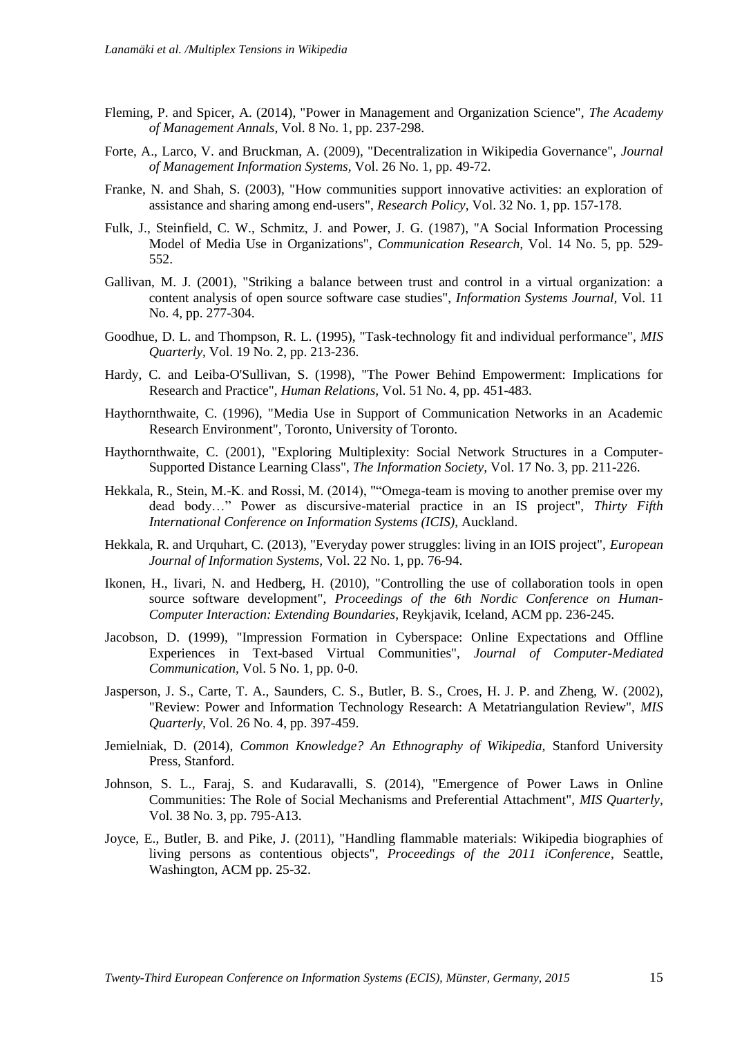Fleming, P. and Spicer, A. (2014), "Power in Management and Organization Science", *The Academy of Management Annals,* Vol. 8 No. 1, pp. 237-298.

Forte, A., Larco, V. and Bruckman, A. (2009), "Decentralization in Wikipedia Governance", *Journal of Management Information Systems*, Vol. 26 No. 1, pp. 49-72.

Franke, N. and Shah, S. (2003), "How communities support innovative activities: an exploration of assistance and sharing among end-users", *Research Policy*, Vol. 32 No. 1, pp. 157-178.

Fulk, J., Steinfield, C. W., Schmitz, J. and Power, J. G. (1987), "A Social Information Processing Model of Media Use in Organizations", *Communication Research*, Vol. 14 No. 5, pp. 529-552.

Gallivan, M. J. (2001), "Striking a balance between trust and control in a virtual organization: a content analysis of open source software case studies", *Information Systems Journal,* Vol. 11 No. 4, pp. 277-304.

Goodhue, D. L. and Thompson, R. L. (1995), "Task-technology fit and individual performance", *MIS Quarterly,* Vol. 19 No. 2, pp. 213-236.

Hardy, C. and Leiba-O'Sullivan, S. (1998), "The Power Behind Empowerment: Implications for Research and Practice", *Human Relations,* Vol. 51 No. 4, pp. 451-483.

Haythornthwaite, C. (1996), "Media Use in Support of Communication Networks in an Academic Research Environment", Toronto, University of Toronto.

Haythornthwaite, C. (2001), "Exploring Multiplexity: Social Network Structures in a Computer-Supported Distance Learning Class", *The Information Society*, Vol. 17 No. 3, pp. 211-226.

Hekkala, R., Stein, M.-K. and Rossi, M. (2014), ""Omega-team is moving to another premise over my dead body…" Power as discursive-material practice in an IS project", *Thirty Fifth International Conference on Information Systems (ICIS)*, Auckland.

Hekkala, R. and Urquhart, C. (2013), "Everyday power struggles: living in an IOIS project", *European Journal of Information Systems,* Vol. 22 No. 1, pp. 76-94.

Ikonen, H., Iivari, N. and Hedberg, H. (2010), "Controlling the use of collaboration tools in open source software development", *Proceedings of the 6th Nordic Conference on Human-Computer Interaction: Extending Boundaries*, Reykjavik, Iceland, ACM pp. 236-245.

Jacobson, D. (1999), "Impression Formation in Cyberspace: Online Expectations and Offline Experiences in Text-based Virtual Communities", *Journal of Computer-Mediated Communication*, Vol. 5 No. 1, pp. 0-0.

Jasperson, J. S., Carte, T. A., Saunders, C. S., Butler, B. S., Croes, H. J. P. and Zheng, W. (2002), "Review: Power and Information Technology Research: A Metatriangulation Review", *MIS Quarterly,* Vol. 26 No. 4, pp. 397-459.

Jemielniak, D. (2014), *Common Knowledge? An Ethnography of Wikipedia,* Stanford University Press, Stanford.

Johnson, S. L., Faraj, S. and Kudaravalli, S. (2014), "Emergence of Power Laws in Online Communities: The Role of Social Mechanisms and Preferential Attachment", *MIS Quarterly*, Vol. 38 No. 3, pp. 795-A13.

Joyce, E., Butler, B. and Pike, J. (2011), "Handling flammable materials: Wikipedia biographies of living persons as contentious objects", *Proceedings of the 2011 iConference*, Seattle, Washington, ACM pp. 25-32.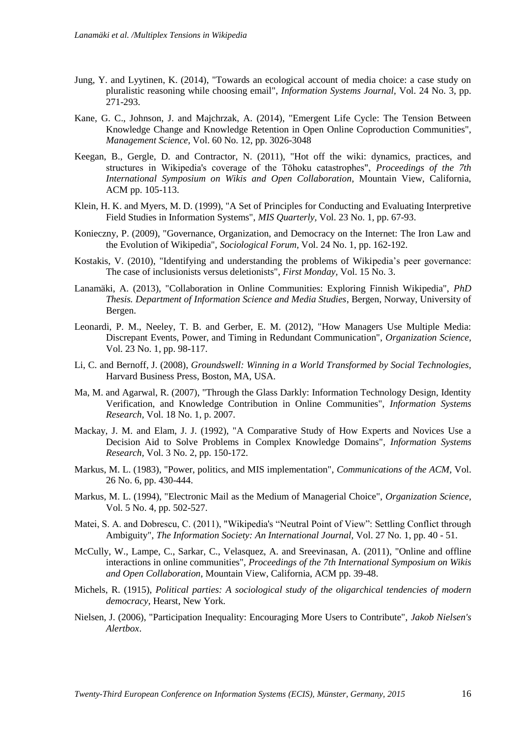Jung, Y. and Lyytinen, K. (2014), "Towards an ecological account of media choice: a case study on pluralistic reasoning while choosing email", *Information Systems Journal*, Vol. 24 No. 3, pp. 271-293.

Kane, G. C., Johnson, J. and Majchrzak, A. (2014), "Emergent Life Cycle: The Tension Between Knowledge Change and Knowledge Retention in Open Online Coproduction Communities", *Management Science*, Vol. 60 No. 12, pp. 3026-3048

Keegan, B., Gergle, D. and Contractor, N. (2011), "Hot off the wiki: dynamics, practices, and structures in Wikipedia's coverage of the Tōhoku catastrophes", *Proceedings of the 7th International Symposium on Wikis and Open Collaboration*, Mountain View, California, ACM pp. 105-113.

Klein, H. K. and Myers, M. D. (1999), "A Set of Principles for Conducting and Evaluating Interpretive Field Studies in Information Systems", *MIS Quarterly*, Vol. 23 No. 1, pp. 67-93.

Konieczny, P. (2009), "Governance, Organization, and Democracy on the Internet: The Iron Law and the Evolution of Wikipedia", *Sociological Forum*, Vol. 24 No. 1, pp. 162-192.

Kostakis, V. (2010), "Identifying and understanding the problems of Wikipedia's peer governance: The case of inclusionists versus deletionists", *First Monday*, Vol. 15 No. 3.

Lanamäki, A. (2013), "Collaboration in Online Communities: Exploring Finnish Wikipedia", *PhD Thesis. Department of Information Science and Media Studies*, Bergen, Norway, University of Bergen.

Leonardi, P. M., Neeley, T. B. and Gerber, E. M. (2012), "How Managers Use Multiple Media: Discrepant Events, Power, and Timing in Redundant Communication", *Organization Science*, Vol. 23 No. 1, pp. 98-117.

Li, C. and Bernoff, J. (2008), *Groundswell: Winning in a World Transformed by Social Technologies*, Harvard Business Press, Boston, MA, USA.

Ma, M. and Agarwal, R. (2007), "Through the Glass Darkly: Information Technology Design, Identity Verification, and Knowledge Contribution in Online Communities", *Information Systems Research*, Vol. 18 No. 1, p. 2007.

Mackay, J. M. and Elam, J. J. (1992), "A Comparative Study of How Experts and Novices Use a Decision Aid to Solve Problems in Complex Knowledge Domains", *Information Systems Research*, Vol. 3 No. 2, pp. 150-172.

Markus, M. L. (1983), "Power, politics, and MIS implementation", *Communications of the ACM*, Vol. 26 No. 6, pp. 430-444.

Markus, M. L. (1994), "Electronic Mail as the Medium of Managerial Choice", *Organization Science*, Vol. 5 No. 4, pp. 502-527.

Matei, S. A. and Dobrescu, C. (2011), "Wikipedia's "Neutral Point of View": Settling Conflict through Ambiguity", *The Information Society: An International Journal*, Vol. 27 No. 1, pp. 40 - 51.

McCully, W., Lampe, C., Sarkar, C., Velasquez, A. and Sreevinasan, A. (2011), "Online and offline interactions in online communities", *Proceedings of the 7th International Symposium on Wikis and Open Collaboration*, Mountain View, California, ACM pp. 39-48.

Michels, R. (1915), *Political parties: A sociological study of the oligarchical tendencies of modern democracy*, Hearst, New York.

Nielsen, J. (2006), "Participation Inequality: Encouraging More Users to Contribute", *Jakob Nielsen's Alertbox*.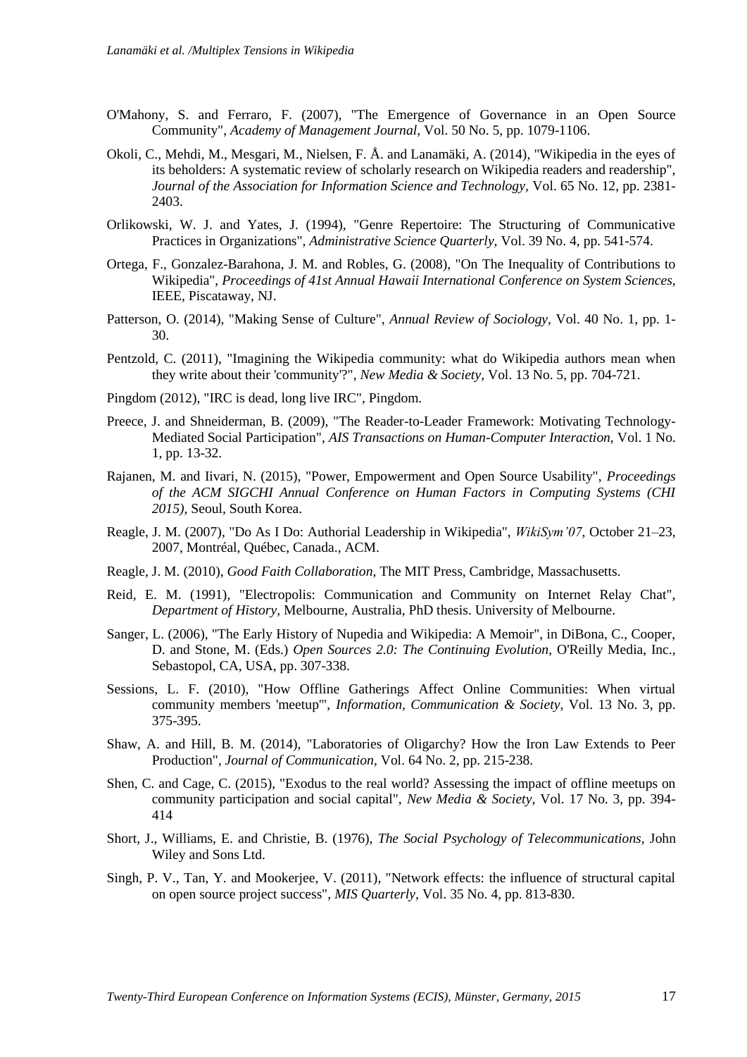O'Mahony, S. and Ferraro, F. (2007), "The Emergence of Governance in an Open Source Community", *Academy of Management Journal*, Vol. 50 No. 5, pp. 1079-1106.

Okoli, C., Mehdi, M., Mesgari, M., Nielsen, F. Å. and Lanamäki, A. (2014), "Wikipedia in the eyes of its beholders: A systematic review of scholarly research on Wikipedia readers and readership", *Journal of the Association for Information Science and Technology*, Vol. 65 No. 12, pp. 2381-2403.

Orlikowski, W. J. and Yates, J. (1994), "Genre Repertoire: The Structuring of Communicative Practices in Organizations", *Administrative Science Quarterly,* Vol. 39 No. 4, pp. 541-574.

Ortega, F., Gonzalez-Barahona, J. M. and Robles, G. (2008), "On The Inequality of Contributions to Wikipedia", *Proceedings of 41st Annual Hawaii International Conference on System Sciences*, IEEE, Piscataway, NJ.

Patterson, O. (2014), "Making Sense of Culture", *Annual Review of Sociology,* Vol. 40 No. 1, pp. 1-30.

Pentzold, C. (2011), "Imagining the Wikipedia community: what do Wikipedia authors mean when they write about their 'community'?", *New Media & Society,* Vol. 13 No. 5, pp. 704-721.

Pingdom (2012), "IRC is dead, long live IRC", Pingdom.

Preece, J. and Shneiderman, B. (2009), "The Reader-to-Leader Framework: Motivating Technology-Mediated Social Participation", *AIS Transactions on Human-Computer Interaction,* Vol. 1 No. 1, pp. 13-32.

Rajanen, M. and Iivari, N. (2015), "Power, Empowerment and Open Source Usability", *Proceedings of the ACM SIGCHI Annual Conference on Human Factors in Computing Systems (CHI 2015)*, Seoul, South Korea.

Reagle, J. M. (2007), "Do As I Do: Authorial Leadership in Wikipedia", *WikiSym'07*, October 21–23, 2007, Montréal, Québec, Canada., ACM.

Reagle, J. M. (2010), *Good Faith Collaboration,* The MIT Press, Cambridge, Massachusetts.

Reid, E. M. (1991), "Electropolis: Communication and Community on Internet Relay Chat", *Department of History*, Melbourne, Australia, PhD thesis. University of Melbourne.

Sanger, L. (2006), "The Early History of Nupedia and Wikipedia: A Memoir", in DiBona, C., Cooper, D. and Stone, M. (Eds.) *Open Sources 2.0: The Continuing Evolution*, O'Reilly Media, Inc., Sebastopol, CA, USA, pp. 307-338.

Sessions, L. F. (2010), "How Offline Gatherings Affect Online Communities: When virtual community members 'meetup'", *Information, Communication & Society,* Vol. 13 No. 3, pp. 375-395.

Shaw, A. and Hill, B. M. (2014), "Laboratories of Oligarchy? How the Iron Law Extends to Peer Production", *Journal of Communication,* Vol. 64 No. 2, pp. 215-238.

Shen, C. and Cage, C. (2015), "Exodus to the real world? Assessing the impact of offline meetups on community participation and social capital", *New Media & Society,* Vol. 17 No. 3, pp. 394-414

Short, J., Williams, E. and Christie, B. (1976), *The Social Psychology of Telecommunications,* John Wiley and Sons Ltd.

Singh, P. V., Tan, Y. and Mookerjee, V. (2011), "Network effects: the influence of structural capital on open source project success", *MIS Quarterly,* Vol. 35 No. 4, pp. 813-830.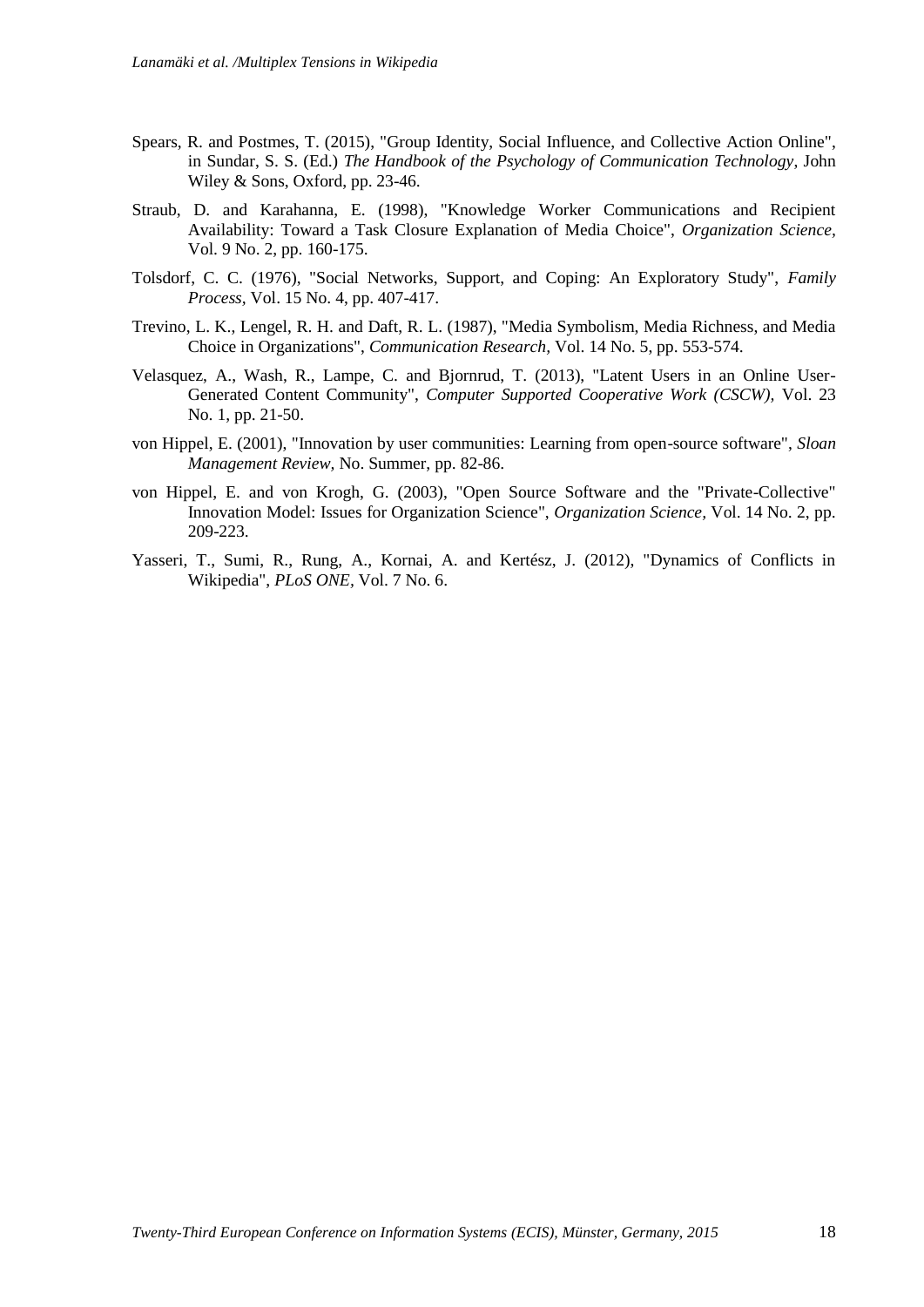Spears, R. and Postmes, T. (2015), "Group Identity, Social Influence, and Collective Action Online", in Sundar, S. S. (Ed.) *The Handbook of the Psychology of Communication Technology*, John Wiley & Sons, Oxford, pp. 23-46.

Straub, D. and Karahanna, E. (1998), "Knowledge Worker Communications and Recipient Availability: Toward a Task Closure Explanation of Media Choice", *Organization Science,* Vol. 9 No. 2, pp. 160-175.

Tolsdorf, C. C. (1976), "Social Networks, Support, and Coping: An Exploratory Study", *Family Process,* Vol. 15 No. 4, pp. 407-417.

Trevino, L. K., Lengel, R. H. and Daft, R. L. (1987), "Media Symbolism, Media Richness, and Media Choice in Organizations", *Communication Research,* Vol. 14 No. 5, pp. 553-574.

Velasquez, A., Wash, R., Lampe, C. and Bjornrud, T. (2013), "Latent Users in an Online User-Generated Content Community", *Computer Supported Cooperative Work (CSCW),* Vol. 23 No. 1, pp. 21-50.

von Hippel, E. (2001), "Innovation by user communities: Learning from open-source software", *Sloan Management Review,* No. Summer, pp. 82-86.

von Hippel, E. and von Krogh, G. (2003), "Open Source Software and the "Private-Collective" Innovation Model: Issues for Organization Science", *Organization Science,* Vol. 14 No. 2, pp. 209-223.

Yasseri, T., Sumi, R., Rung, A., Kornai, A. and Kertész, J. (2012), "Dynamics of Conflicts in Wikipedia", *PLoS ONE,* Vol. 7 No. 6.